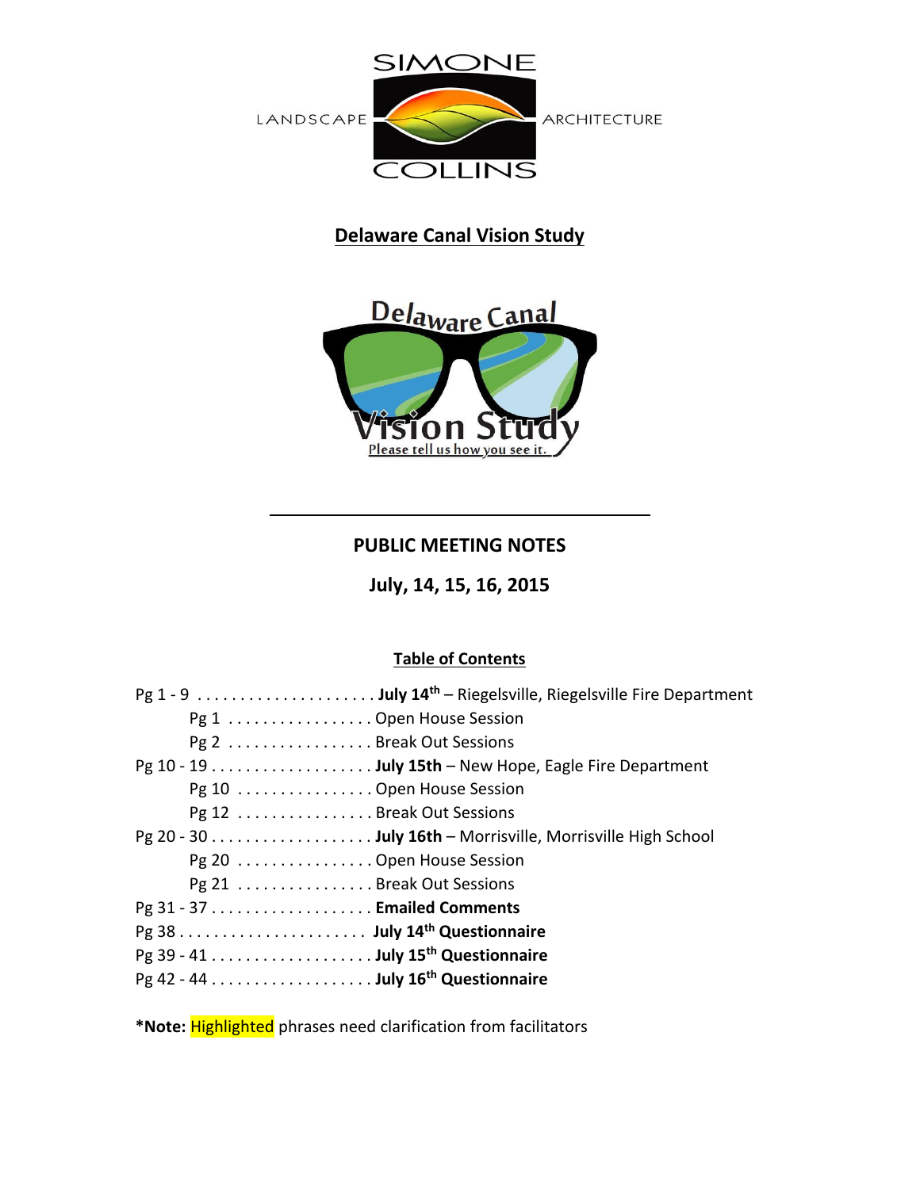SIMONE

LANDSCAPE ARCHITECTURE

COLLINS

## Delaware Canal Vision Study

Delaware Canal

Vision Study

Please tell us how you see it.

---

# PUBLIC MEETING NOTES

## July, 14, 15, 16, 2015

### Table of Contents

Pg 1 - 9 ..................... **July 14th** – Riegelsville, Riegelsville Fire Department
- Pg 1 ................. Open House Session
- Pg 2 ................. Break Out Sessions

Pg 10 - 19 ................... **July 15th** – New Hope, Eagle Fire Department
- Pg 10 ................ Open House Session
- Pg 12 ................ Break Out Sessions

Pg 20 - 30 ................... **July 16th** – Morrisville, Morrisville High School
- Pg 20 ................ Open House Session
- Pg 21 ................ Break Out Sessions

Pg 31 - 37 ................... **Emailed Comments**

Pg 38 ...................... **July 14th Questionnaire**

Pg 39 - 41 ................... **July 15th Questionnaire**

Pg 42 - 44 ................... **July 16th Questionnaire**

***Note:** Highlighted phrases need clarification from facilitators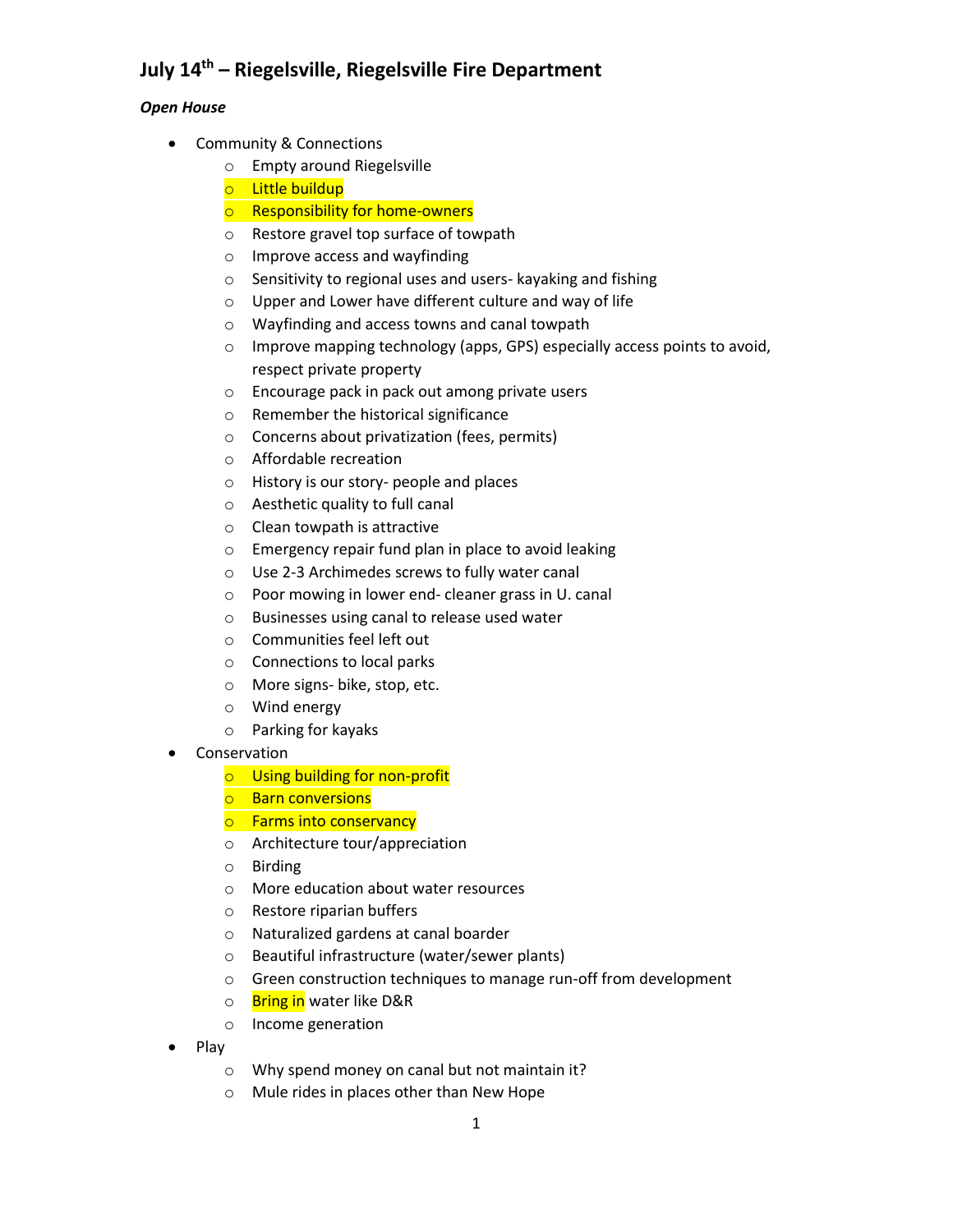# July 14th – Riegelsville, Riegelsville Fire Department

***Open House***

- Community & Connections
    - Empty around Riegelsville
    - Little buildup
    - Responsibility for home-owners
    - Restore gravel top surface of towpath
    - Improve access and wayfinding
    - Sensitivity to regional uses and users- kayaking and fishing
    - Upper and Lower have different culture and way of life
    - Wayfinding and access towns and canal towpath
    - Improve mapping technology (apps, GPS) especially access points to avoid, respect private property
    - Encourage pack in pack out among private users
    - Remember the historical significance
    - Concerns about privatization (fees, permits)
    - Affordable recreation
    - History is our story- people and places
    - Aesthetic quality to full canal
    - Clean towpath is attractive
    - Emergency repair fund plan in place to avoid leaking
    - Use 2-3 Archimedes screws to fully water canal
    - Poor mowing in lower end- cleaner grass in U. canal
    - Businesses using canal to release used water
    - Communities feel left out
    - Connections to local parks
    - More signs- bike, stop, etc.
    - Wind energy
    - Parking for kayaks
- Conservation
    - Using building for non-profit
    - Barn conversions
    - Farms into conservancy
    - Architecture tour/appreciation
    - Birding
    - More education about water resources
    - Restore riparian buffers
    - Naturalized gardens at canal boarder
    - Beautiful infrastructure (water/sewer plants)
    - Green construction techniques to manage run-off from development
    - Bring in water like D&R
    - Income generation
- Play
    - Why spend money on canal but not maintain it?
    - Mule rides in places other than New Hope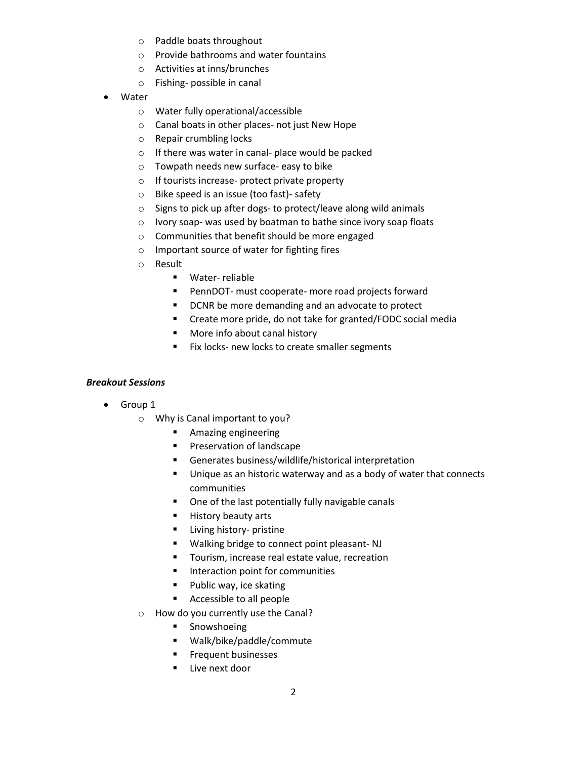- Paddle boats throughout
  - Provide bathrooms and water fountains
  - Activities at inns/brunches
  - Fishing- possible in canal
- Water
  - Water fully operational/accessible
  - Canal boats in other places- not just New Hope
  - Repair crumbling locks
  - If there was water in canal- place would be packed
  - Towpath needs new surface- easy to bike
  - If tourists increase- protect private property
  - Bike speed is an issue (too fast)- safety
  - Signs to pick up after dogs- to protect/leave along wild animals
  - Ivory soap- was used by boatman to bathe since ivory soap floats
  - Communities that benefit should be more engaged
  - Important source of water for fighting fires
  - Result
    - Water- reliable
    - PennDOT- must cooperate- more road projects forward
    - DCNR be more demanding and an advocate to protect
    - Create more pride, do not take for granted/FODC social media
    - More info about canal history
    - Fix locks- new locks to create smaller segments

***Breakout Sessions***

- Group 1
  - Why is Canal important to you?
    - Amazing engineering
    - Preservation of landscape
    - Generates business/wildlife/historical interpretation
    - Unique as an historic waterway and as a body of water that connects communities
    - One of the last potentially fully navigable canals
    - History beauty arts
    - Living history- pristine
    - Walking bridge to connect point pleasant- NJ
    - Tourism, increase real estate value, recreation
    - Interaction point for communities
    - Public way, ice skating
    - Accessible to all people
  - How do you currently use the Canal?
    - Snowshoeing
    - Walk/bike/paddle/commute
    - Frequent businesses
    - Live next door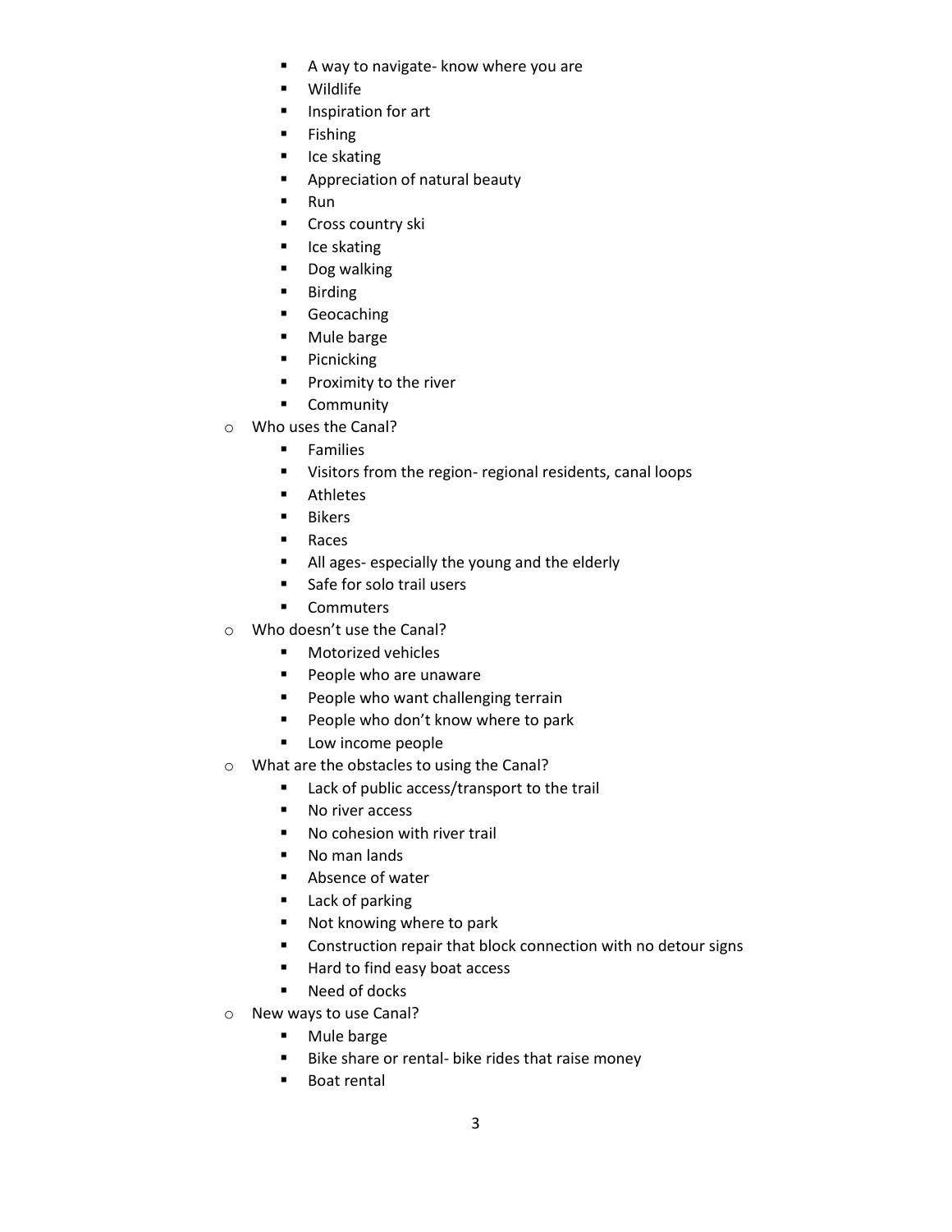- A way to navigate- know where you are
        - Wildlife
        - Inspiration for art
        - Fishing
        - Ice skating
        - Appreciation of natural beauty
        - Run
        - Cross country ski
        - Ice skating
        - Dog walking
        - Birding
        - Geocaching
        - Mule barge
        - Picnicking
        - Proximity to the river
        - Community
    - Who uses the Canal?
        - Families
        - Visitors from the region- regional residents, canal loops
        - Athletes
        - Bikers
        - Races
        - All ages- especially the young and the elderly
        - Safe for solo trail users
        - Commuters
    - Who doesn't use the Canal?
        - Motorized vehicles
        - People who are unaware
        - People who want challenging terrain
        - People who don't know where to park
        - Low income people
    - What are the obstacles to using the Canal?
        - Lack of public access/transport to the trail
        - No river access
        - No cohesion with river trail
        - No man lands
        - Absence of water
        - Lack of parking
        - Not knowing where to park
        - Construction repair that block connection with no detour signs
        - Hard to find easy boat access
        - Need of docks
    - New ways to use Canal?
        - Mule barge
        - Bike share or rental- bike rides that raise money
        - Boat rental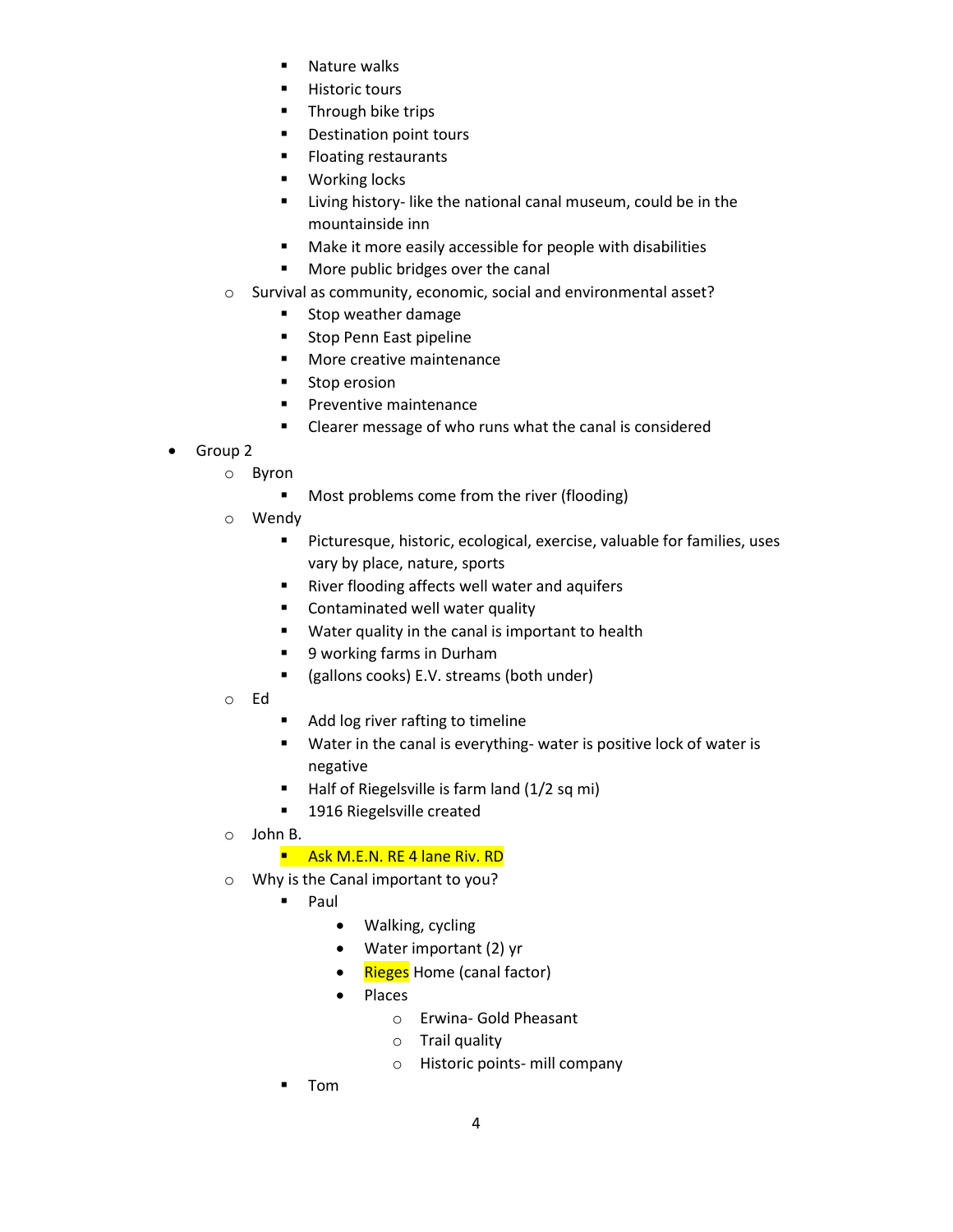- Nature walks
        - Historic tours
        - Through bike trips
        - Destination point tours
        - Floating restaurants
        - Working locks
        - Living history- like the national canal museum, could be in the mountainside inn
        - Make it more easily accessible for people with disabilities
        - More public bridges over the canal
    - Survival as community, economic, social and environmental asset?
        - Stop weather damage
        - Stop Penn East pipeline
        - More creative maintenance
        - Stop erosion
        - Preventive maintenance
        - Clearer message of who runs what the canal is considered
- Group 2
    - Byron
        - Most problems come from the river (flooding)
    - Wendy
        - Picturesque, historic, ecological, exercise, valuable for families, uses vary by place, nature, sports
        - River flooding affects well water and aquifers
        - Contaminated well water quality
        - Water quality in the canal is important to health
        - 9 working farms in Durham
        - (gallons cooks) E.V. streams (both under)
    - Ed
        - Add log river rafting to timeline
        - Water in the canal is everything- water is positive lock of water is negative
        - Half of Riegelsville is farm land (1/2 sq mi)
        - 1916 Riegelsville created
    - John B.
        - Ask M.E.N. RE 4 lane Riv. RD
    - Why is the Canal important to you?
        - Paul
            - Walking, cycling
            - Water important (2) yr
            - Rieges Home (canal factor)
            - Places
                - Erwina- Gold Pheasant
                - Trail quality
                - Historic points- mill company
        - Tom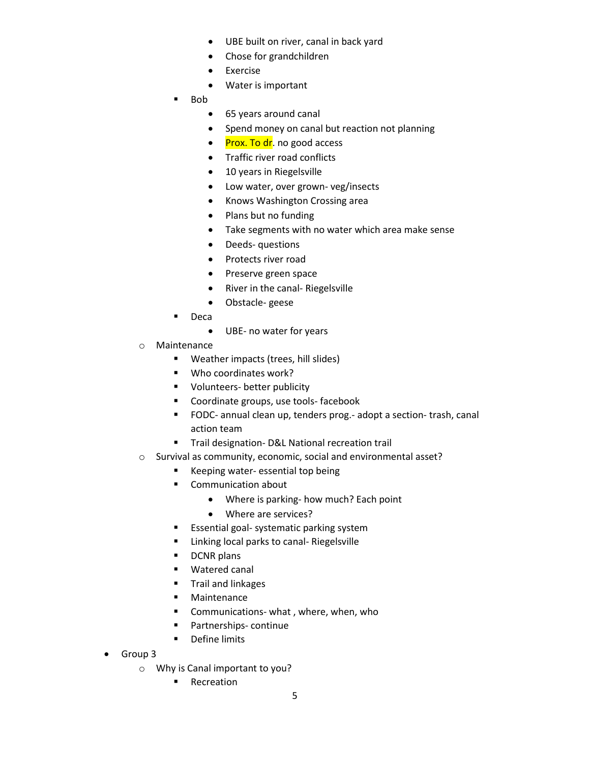- UBE built on river, canal in back yard
            - Chose for grandchildren
            - Exercise
            - Water is important
        - Bob
            - 65 years around canal
            - Spend money on canal but reaction not planning
            - Prox. To dr. no good access
            - Traffic river road conflicts
            - 10 years in Riegelsville
            - Low water, over grown- veg/insects
            - Knows Washington Crossing area
            - Plans but no funding
            - Take segments with no water which area make sense
            - Deeds- questions
            - Protects river road
            - Preserve green space
            - River in the canal- Riegelsville
            - Obstacle- geese
        - Deca
            - UBE- no water for years
    - Maintenance
        - Weather impacts (trees, hill slides)
        - Who coordinates work?
        - Volunteers- better publicity
        - Coordinate groups, use tools- facebook
        - FODC- annual clean up, tenders prog.- adopt a section- trash, canal action team
        - Trail designation- D&L National recreation trail
    - Survival as community, economic, social and environmental asset?
        - Keeping water- essential top being
        - Communication about
            - Where is parking- how much? Each point
            - Where are services?
        - Essential goal- systematic parking system
        - Linking local parks to canal- Riegelsville
        - DCNR plans
        - Watered canal
        - Trail and linkages
        - Maintenance
        - Communications- what , where, when, who
        - Partnerships- continue
        - Define limits
- Group 3
    - Why is Canal important to you?
        - Recreation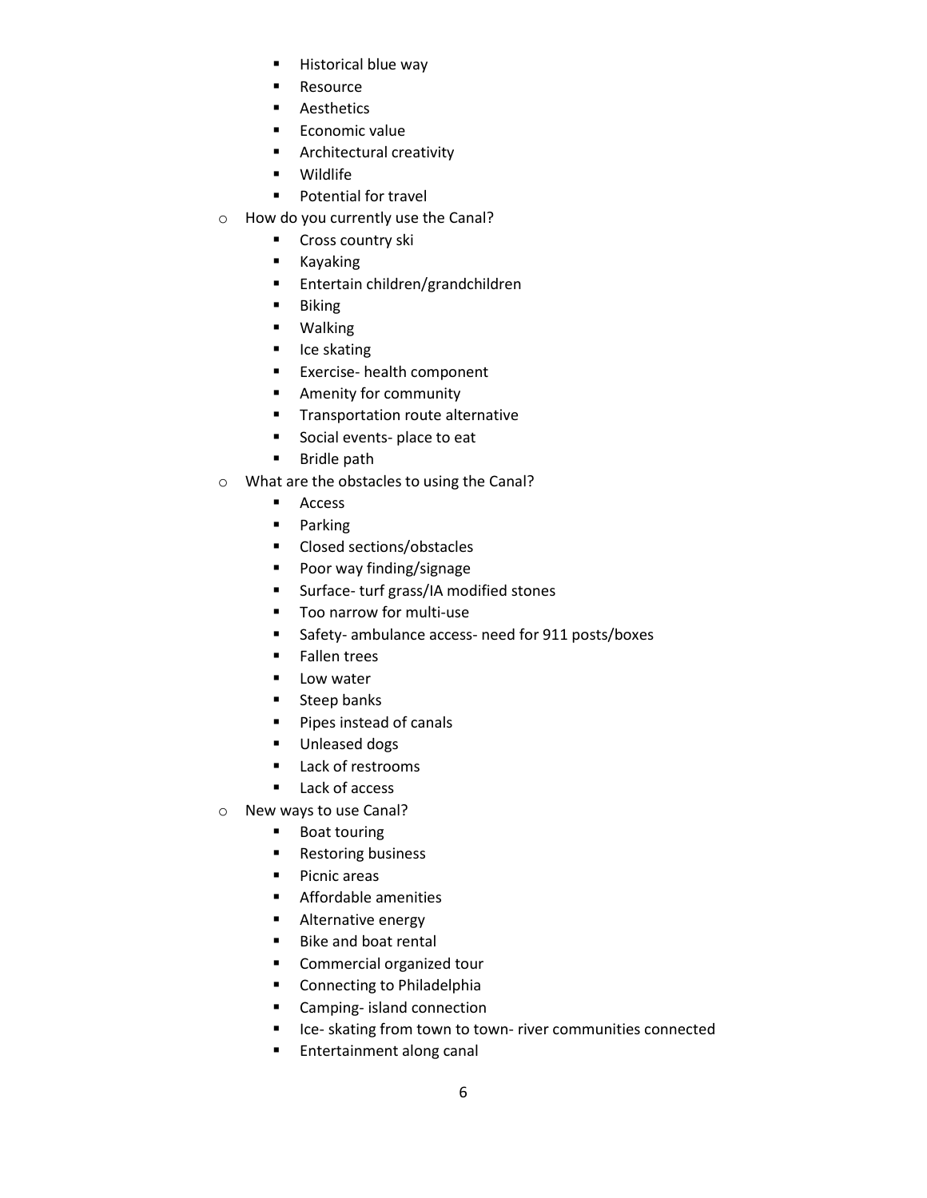- Historical blue way
    - Resource
    - Aesthetics
    - Economic value
    - Architectural creativity
    - Wildlife
    - Potential for travel
- How do you currently use the Canal?
    - Cross country ski
    - Kayaking
    - Entertain children/grandchildren
    - Biking
    - Walking
    - Ice skating
    - Exercise- health component
    - Amenity for community
    - Transportation route alternative
    - Social events- place to eat
    - Bridle path
- What are the obstacles to using the Canal?
    - Access
    - Parking
    - Closed sections/obstacles
    - Poor way finding/signage
    - Surface- turf grass/IA modified stones
    - Too narrow for multi-use
    - Safety- ambulance access- need for 911 posts/boxes
    - Fallen trees
    - Low water
    - Steep banks
    - Pipes instead of canals
    - Unleased dogs
    - Lack of restrooms
    - Lack of access
- New ways to use Canal?
    - Boat touring
    - Restoring business
    - Picnic areas
    - Affordable amenities
    - Alternative energy
    - Bike and boat rental
    - Commercial organized tour
    - Connecting to Philadelphia
    - Camping- island connection
    - Ice- skating from town to town- river communities connected
    - Entertainment along canal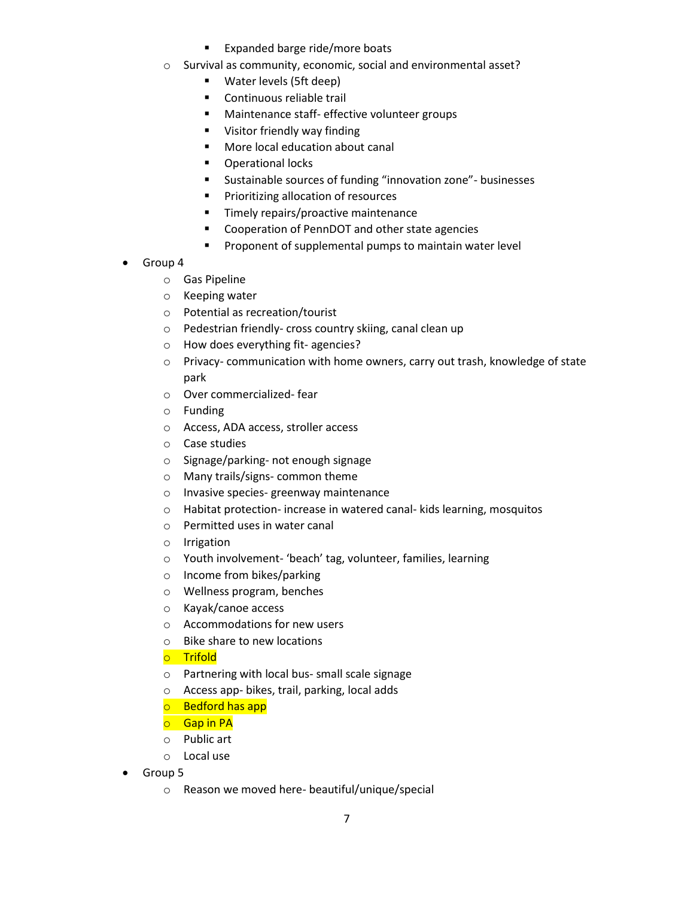- Expanded barge ride/more boats
    - Survival as community, economic, social and environmental asset?
        - Water levels (5ft deep)
        - Continuous reliable trail
        - Maintenance staff- effective volunteer groups
        - Visitor friendly way finding
        - More local education about canal
        - Operational locks
        - Sustainable sources of funding "innovation zone"- businesses
        - Prioritizing allocation of resources
        - Timely repairs/proactive maintenance
        - Cooperation of PennDOT and other state agencies
        - Proponent of supplemental pumps to maintain water level
- Group 4
    - Gas Pipeline
    - Keeping water
    - Potential as recreation/tourist
    - Pedestrian friendly- cross country skiing, canal clean up
    - How does everything fit- agencies?
    - Privacy- communication with home owners, carry out trash, knowledge of state park
    - Over commercialized- fear
    - Funding
    - Access, ADA access, stroller access
    - Case studies
    - Signage/parking- not enough signage
    - Many trails/signs- common theme
    - Invasive species- greenway maintenance
    - Habitat protection- increase in watered canal- kids learning, mosquitos
    - Permitted uses in water canal
    - Irrigation
    - Youth involvement- 'beach' tag, volunteer, families, learning
    - Income from bikes/parking
    - Wellness program, benches
    - Kayak/canoe access
    - Accommodations for new users
    - Bike share to new locations
    - Trifold
    - Partnering with local bus- small scale signage
    - Access app- bikes, trail, parking, local adds
    - Bedford has app
    - Gap in PA
    - Public art
    - Local use
- Group 5
    - Reason we moved here- beautiful/unique/special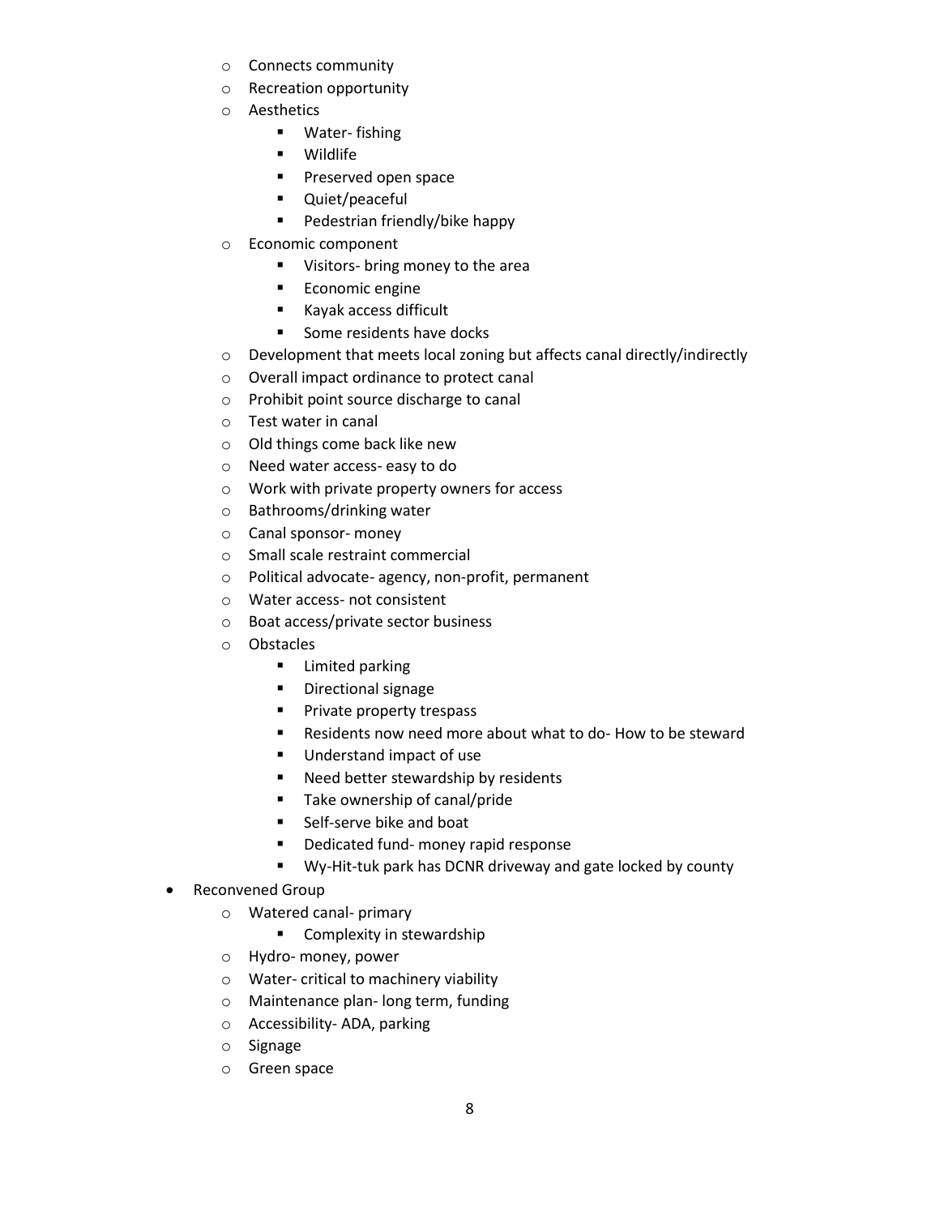- Connects community
  - Recreation opportunity
  - Aesthetics
    - Water- fishing
    - Wildlife
    - Preserved open space
    - Quiet/peaceful
    - Pedestrian friendly/bike happy
  - Economic component
    - Visitors- bring money to the area
    - Economic engine
    - Kayak access difficult
    - Some residents have docks
  - Development that meets local zoning but affects canal directly/indirectly
  - Overall impact ordinance to protect canal
  - Prohibit point source discharge to canal
  - Test water in canal
  - Old things come back like new
  - Need water access- easy to do
  - Work with private property owners for access
  - Bathrooms/drinking water
  - Canal sponsor- money
  - Small scale restraint commercial
  - Political advocate- agency, non-profit, permanent
  - Water access- not consistent
  - Boat access/private sector business
  - Obstacles
    - Limited parking
    - Directional signage
    - Private property trespass
    - Residents now need more about what to do- How to be steward
    - Understand impact of use
    - Need better stewardship by residents
    - Take ownership of canal/pride
    - Self-serve bike and boat
    - Dedicated fund- money rapid response
    - Wy-Hit-tuk park has DCNR driveway and gate locked by county
- Reconvened Group
  - Watered canal- primary
    - Complexity in stewardship
  - Hydro- money, power
  - Water- critical to machinery viability
  - Maintenance plan- long term, funding
  - Accessibility- ADA, parking
  - Signage
  - Green space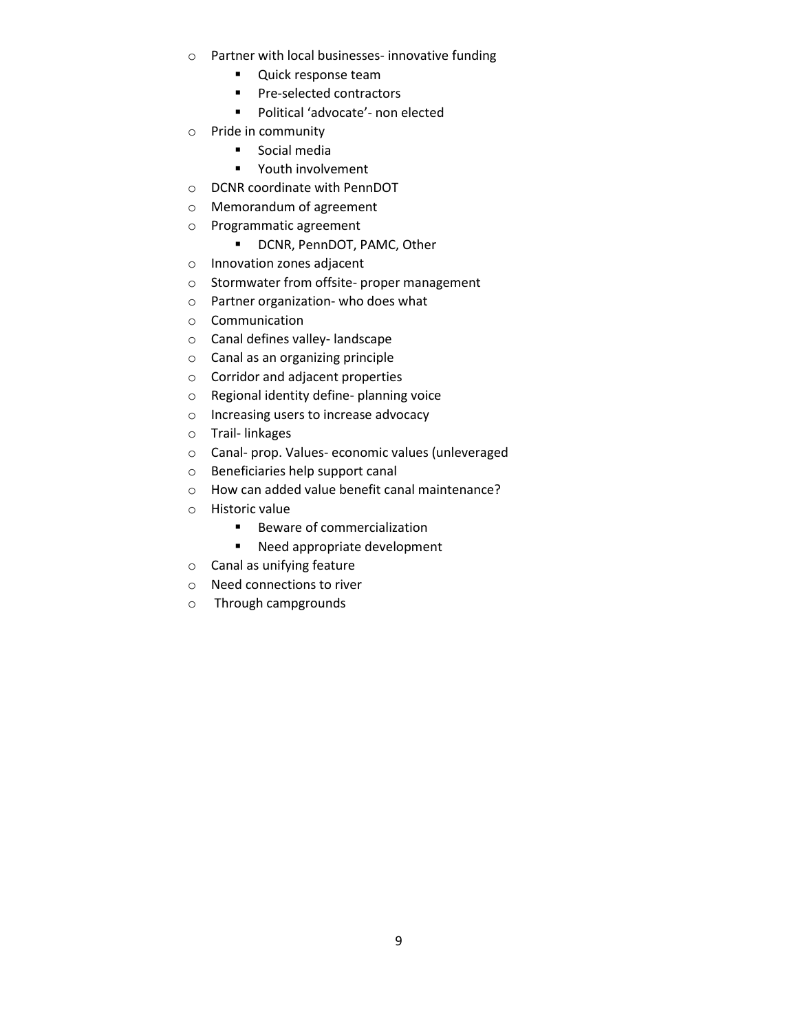- Partner with local businesses- innovative funding
  - Quick response team
  - Pre-selected contractors
  - Political 'advocate'- non elected
- Pride in community
  - Social media
  - Youth involvement
- DCNR coordinate with PennDOT
- Memorandum of agreement
- Programmatic agreement
  - DCNR, PennDOT, PAMC, Other
- Innovation zones adjacent
- Stormwater from offsite- proper management
- Partner organization- who does what
- Communication
- Canal defines valley- landscape
- Canal as an organizing principle
- Corridor and adjacent properties
- Regional identity define- planning voice
- Increasing users to increase advocacy
- Trail- linkages
- Canal- prop. Values- economic values (unleveraged
- Beneficiaries help support canal
- How can added value benefit canal maintenance?
- Historic value
  - Beware of commercialization
  - Need appropriate development
- Canal as unifying feature
- Need connections to river
- Through campgrounds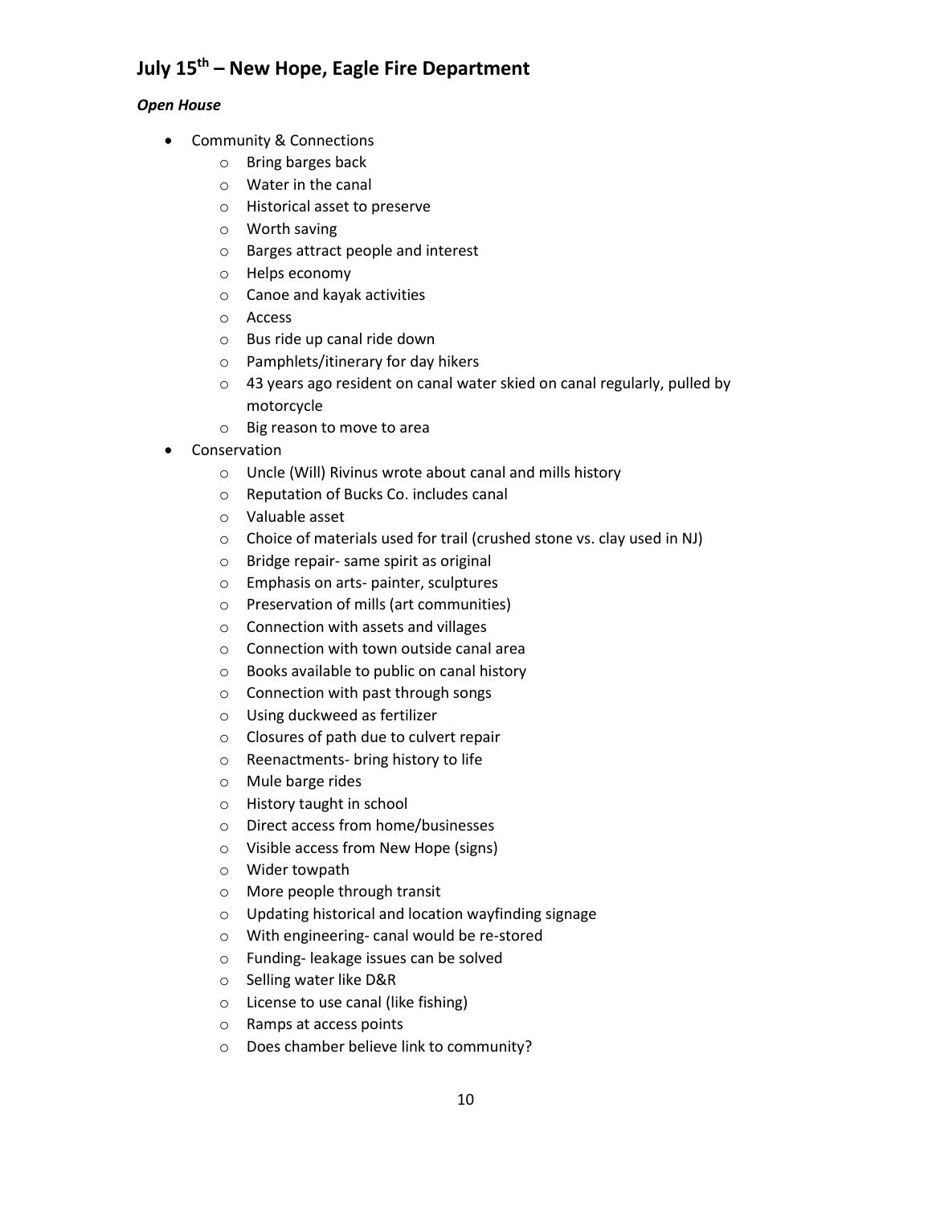## July 15th – New Hope, Eagle Fire Department

### *Open House*

- Community & Connections
  - Bring barges back
  - Water in the canal
  - Historical asset to preserve
  - Worth saving
  - Barges attract people and interest
  - Helps economy
  - Canoe and kayak activities
  - Access
  - Bus ride up canal ride down
  - Pamphlets/itinerary for day hikers
  - 43 years ago resident on canal water skied on canal regularly, pulled by motorcycle
  - Big reason to move to area
- Conservation
  - Uncle (Will) Rivinus wrote about canal and mills history
  - Reputation of Bucks Co. includes canal
  - Valuable asset
  - Choice of materials used for trail (crushed stone vs. clay used in NJ)
  - Bridge repair- same spirit as original
  - Emphasis on arts- painter, sculptures
  - Preservation of mills (art communities)
  - Connection with assets and villages
  - Connection with town outside canal area
  - Books available to public on canal history
  - Connection with past through songs
  - Using duckweed as fertilizer
  - Closures of path due to culvert repair
  - Reenactments- bring history to life
  - Mule barge rides
  - History taught in school
  - Direct access from home/businesses
  - Visible access from New Hope (signs)
  - Wider towpath
  - More people through transit
  - Updating historical and location wayfinding signage
  - With engineering- canal would be re-stored
  - Funding- leakage issues can be solved
  - Selling water like D&R
  - License to use canal (like fishing)
  - Ramps at access points
  - Does chamber believe link to community?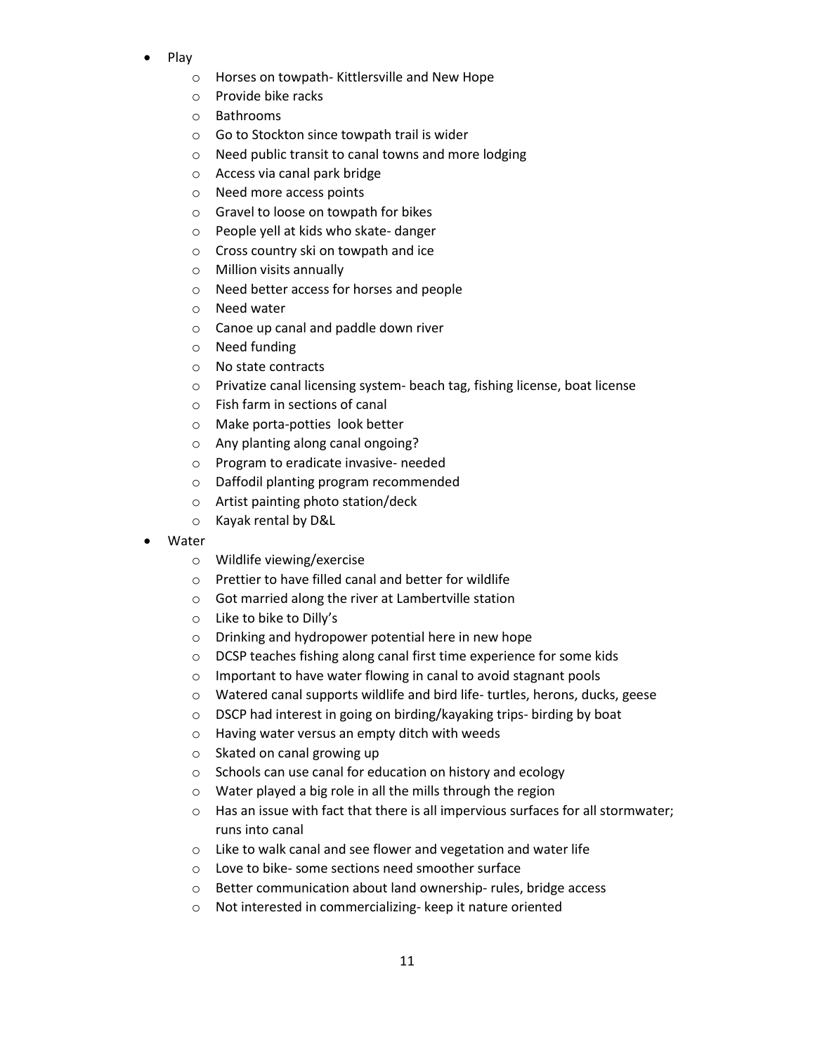- Play
    - Horses on towpath- Kittlersville and New Hope
    - Provide bike racks
    - Bathrooms
    - Go to Stockton since towpath trail is wider
    - Need public transit to canal towns and more lodging
    - Access via canal park bridge
    - Need more access points
    - Gravel to loose on towpath for bikes
    - People yell at kids who skate- danger
    - Cross country ski on towpath and ice
    - Million visits annually
    - Need better access for horses and people
    - Need water
    - Canoe up canal and paddle down river
    - Need funding
    - No state contracts
    - Privatize canal licensing system- beach tag, fishing license, boat license
    - Fish farm in sections of canal
    - Make porta-potties look better
    - Any planting along canal ongoing?
    - Program to eradicate invasive- needed
    - Daffodil planting program recommended
    - Artist painting photo station/deck
    - Kayak rental by D&L
- Water
    - Wildlife viewing/exercise
    - Prettier to have filled canal and better for wildlife
    - Got married along the river at Lambertville station
    - Like to bike to Dilly's
    - Drinking and hydropower potential here in new hope
    - DCSP teaches fishing along canal first time experience for some kids
    - Important to have water flowing in canal to avoid stagnant pools
    - Watered canal supports wildlife and bird life- turtles, herons, ducks, geese
    - DSCP had interest in going on birding/kayaking trips- birding by boat
    - Having water versus an empty ditch with weeds
    - Skated on canal growing up
    - Schools can use canal for education on history and ecology
    - Water played a big role in all the mills through the region
    - Has an issue with fact that there is all impervious surfaces for all stormwater; runs into canal
    - Like to walk canal and see flower and vegetation and water life
    - Love to bike- some sections need smoother surface
    - Better communication about land ownership- rules, bridge access
    - Not interested in commercializing- keep it nature oriented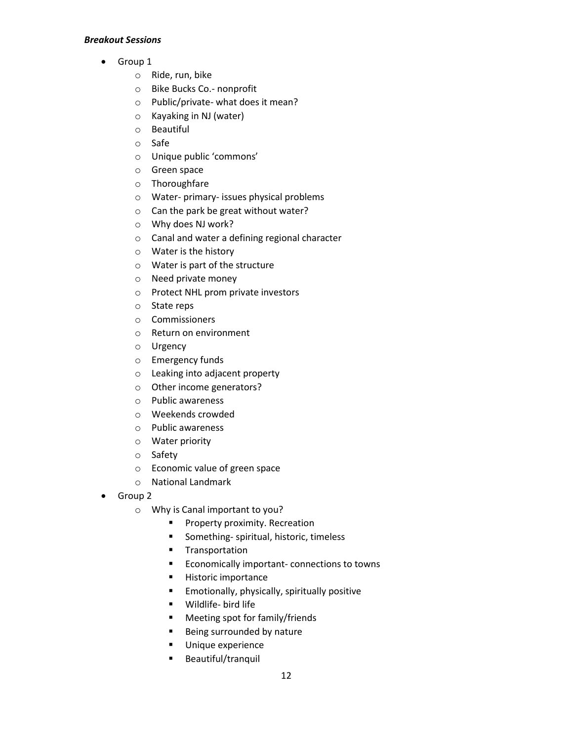***Breakout Sessions***

- Group 1
  - Ride, run, bike
  - Bike Bucks Co.- nonprofit
  - Public/private- what does it mean?
  - Kayaking in NJ (water)
  - Beautiful
  - Safe
  - Unique public 'commons'
  - Green space
  - Thoroughfare
  - Water- primary- issues physical problems
  - Can the park be great without water?
  - Why does NJ work?
  - Canal and water a defining regional character
  - Water is the history
  - Water is part of the structure
  - Need private money
  - Protect NHL prom private investors
  - State reps
  - Commissioners
  - Return on environment
  - Urgency
  - Emergency funds
  - Leaking into adjacent property
  - Other income generators?
  - Public awareness
  - Weekends crowded
  - Public awareness
  - Water priority
  - Safety
  - Economic value of green space
  - National Landmark
- Group 2
  - Why is Canal important to you?
    - Property proximity. Recreation
    - Something- spiritual, historic, timeless
    - Transportation
    - Economically important- connections to towns
    - Historic importance
    - Emotionally, physically, spiritually positive
    - Wildlife- bird life
    - Meeting spot for family/friends
    - Being surrounded by nature
    - Unique experience
    - Beautiful/tranquil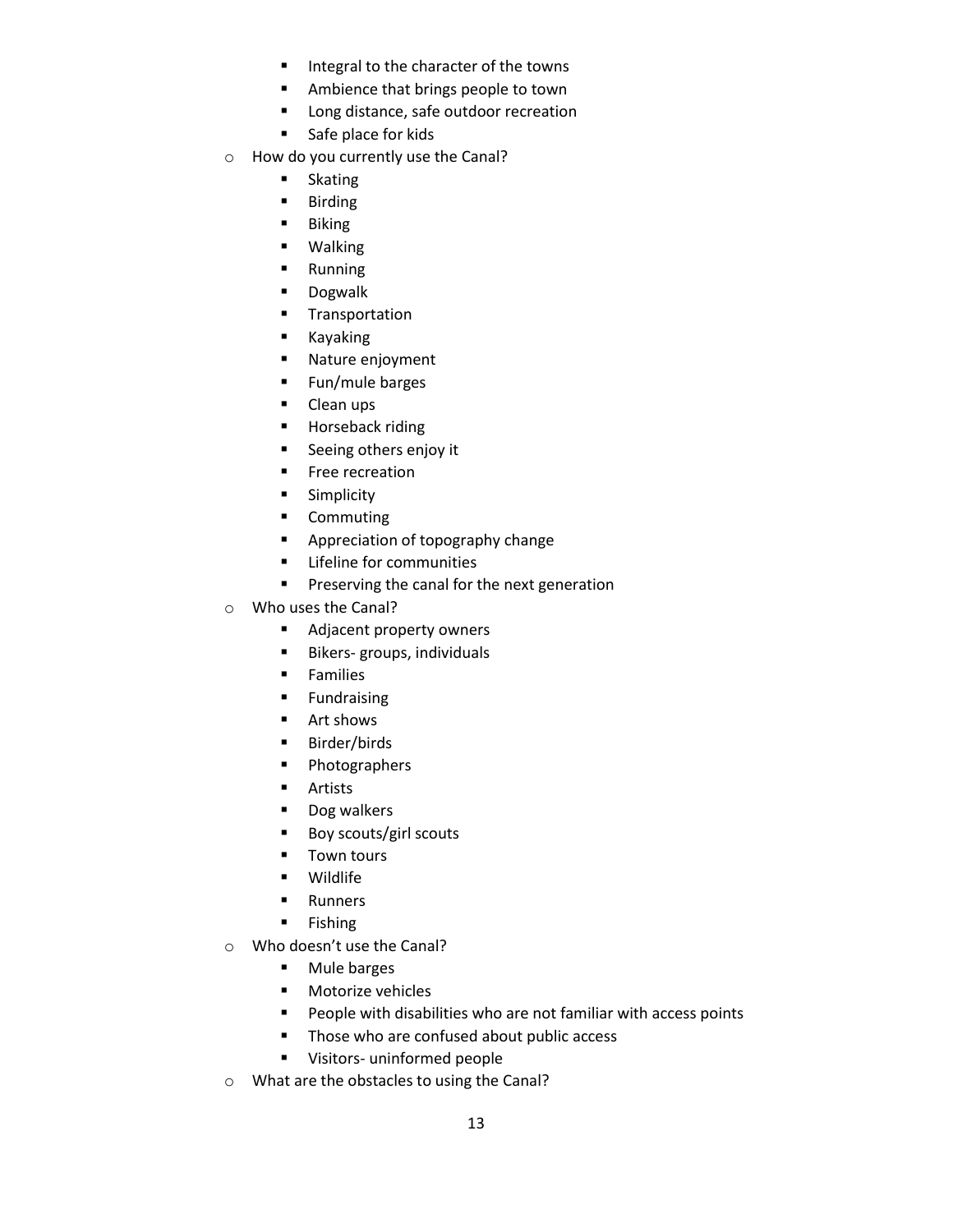- Integral to the character of the towns
        - Ambience that brings people to town
        - Long distance, safe outdoor recreation
        - Safe place for kids
    - How do you currently use the Canal?
        - Skating
        - Birding
        - Biking
        - Walking
        - Running
        - Dogwalk
        - Transportation
        - Kayaking
        - Nature enjoyment
        - Fun/mule barges
        - Clean ups
        - Horseback riding
        - Seeing others enjoy it
        - Free recreation
        - Simplicity
        - Commuting
        - Appreciation of topography change
        - Lifeline for communities
        - Preserving the canal for the next generation
    - Who uses the Canal?
        - Adjacent property owners
        - Bikers- groups, individuals
        - Families
        - Fundraising
        - Art shows
        - Birder/birds
        - Photographers
        - Artists
        - Dog walkers
        - Boy scouts/girl scouts
        - Town tours
        - Wildlife
        - Runners
        - Fishing
    - Who doesn't use the Canal?
        - Mule barges
        - Motorize vehicles
        - People with disabilities who are not familiar with access points
        - Those who are confused about public access
        - Visitors- uninformed people
    - What are the obstacles to using the Canal?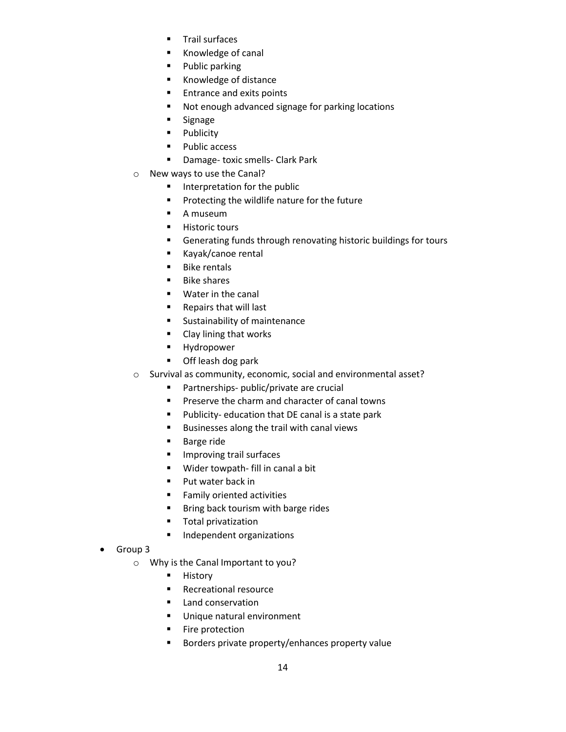- Trail surfaces
        - Knowledge of canal
        - Public parking
        - Knowledge of distance
        - Entrance and exits points
        - Not enough advanced signage for parking locations
        - Signage
        - Publicity
        - Public access
        - Damage- toxic smells- Clark Park
    - New ways to use the Canal?
        - Interpretation for the public
        - Protecting the wildlife nature for the future
        - A museum
        - Historic tours
        - Generating funds through renovating historic buildings for tours
        - Kayak/canoe rental
        - Bike rentals
        - Bike shares
        - Water in the canal
        - Repairs that will last
        - Sustainability of maintenance
        - Clay lining that works
        - Hydropower
        - Off leash dog park
    - Survival as community, economic, social and environmental asset?
        - Partnerships- public/private are crucial
        - Preserve the charm and character of canal towns
        - Publicity- education that DE canal is a state park
        - Businesses along the trail with canal views
        - Barge ride
        - Improving trail surfaces
        - Wider towpath- fill in canal a bit
        - Put water back in
        - Family oriented activities
        - Bring back tourism with barge rides
        - Total privatization
        - Independent organizations
- Group 3
    - Why is the Canal Important to you?
        - History
        - Recreational resource
        - Land conservation
        - Unique natural environment
        - Fire protection
        - Borders private property/enhances property value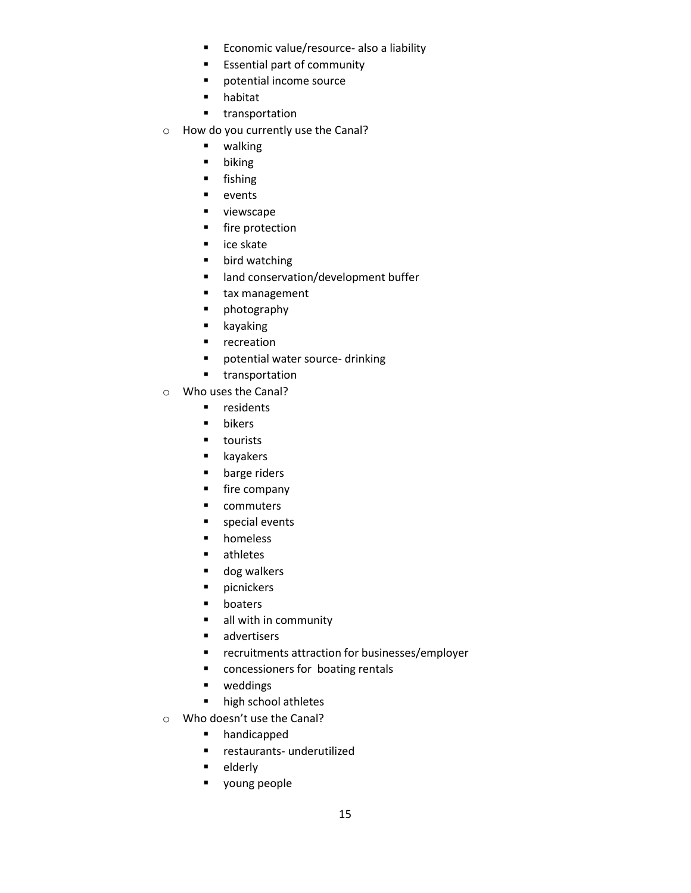- Economic value/resource- also a liability
    - Essential part of community
    - potential income source
    - habitat
    - transportation
  - How do you currently use the Canal?
    - walking
    - biking
    - fishing
    - events
    - viewscape
    - fire protection
    - ice skate
    - bird watching
    - land conservation/development buffer
    - tax management
    - photography
    - kayaking
    - recreation
    - potential water source- drinking
    - transportation
  - Who uses the Canal?
    - residents
    - bikers
    - tourists
    - kayakers
    - barge riders
    - fire company
    - commuters
    - special events
    - homeless
    - athletes
    - dog walkers
    - picnickers
    - boaters
    - all with in community
    - advertisers
    - recruitments attraction for businesses/employer
    - concessioners for boating rentals
    - weddings
    - high school athletes
  - Who doesn't use the Canal?
    - handicapped
    - restaurants- underutilized
    - elderly
    - young people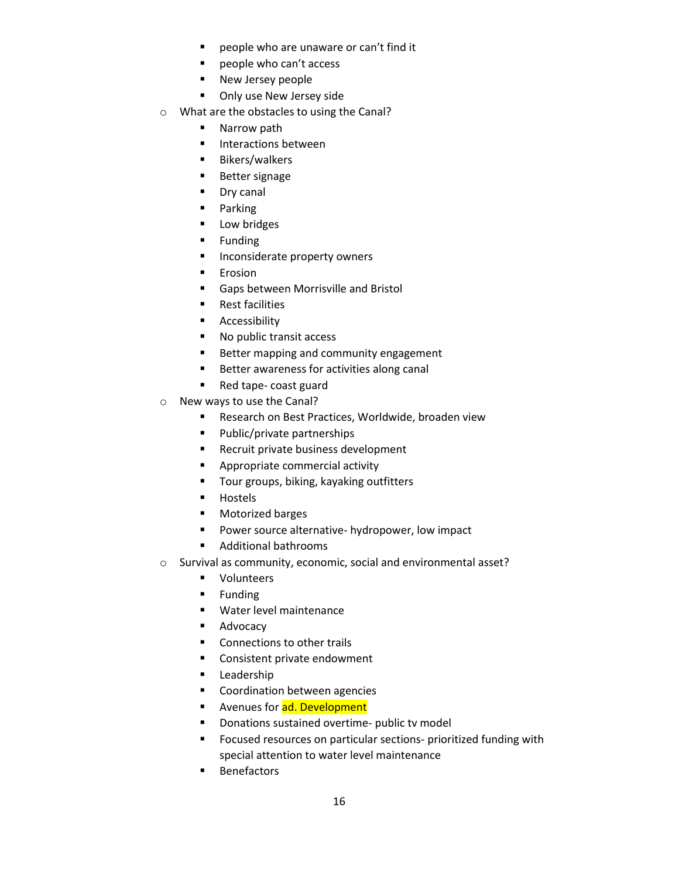- people who are unaware or can't find it
        - people who can't access
        - New Jersey people
        - Only use New Jersey side
    - What are the obstacles to using the Canal?
        - Narrow path
        - Interactions between
        - Bikers/walkers
        - Better signage
        - Dry canal
        - Parking
        - Low bridges
        - Funding
        - Inconsiderate property owners
        - Erosion
        - Gaps between Morrisville and Bristol
        - Rest facilities
        - Accessibility
        - No public transit access
        - Better mapping and community engagement
        - Better awareness for activities along canal
        - Red tape- coast guard
    - New ways to use the Canal?
        - Research on Best Practices, Worldwide, broaden view
        - Public/private partnerships
        - Recruit private business development
        - Appropriate commercial activity
        - Tour groups, biking, kayaking outfitters
        - Hostels
        - Motorized barges
        - Power source alternative- hydropower, low impact
        - Additional bathrooms
    - Survival as community, economic, social and environmental asset?
        - Volunteers
        - Funding
        - Water level maintenance
        - Advocacy
        - Connections to other trails
        - Consistent private endowment
        - Leadership
        - Coordination between agencies
        - Avenues for ad. Development
        - Donations sustained overtime- public tv model
        - Focused resources on particular sections- prioritized funding with special attention to water level maintenance
        - Benefactors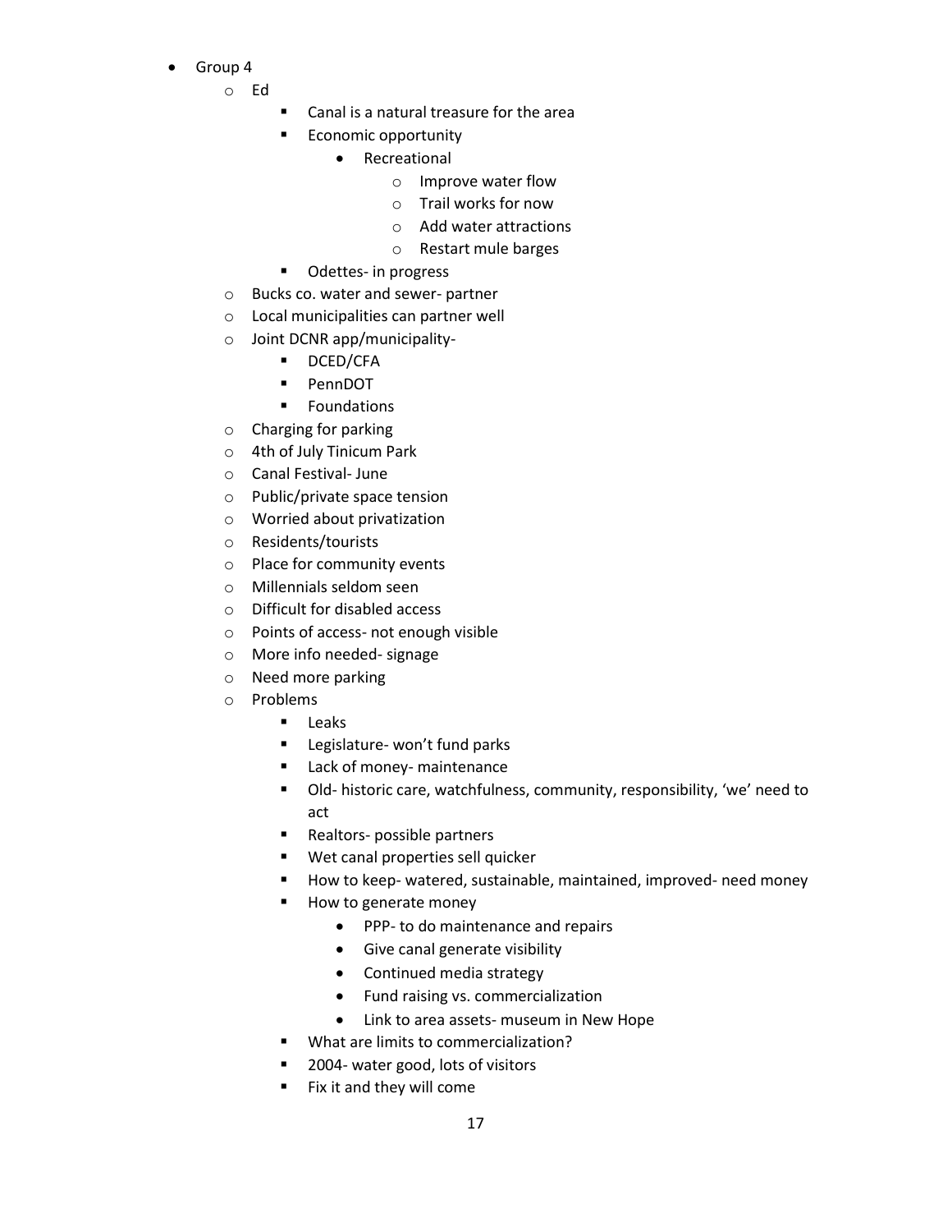- Group 4
  - Ed
    - Canal is a natural treasure for the area
    - Economic opportunity
      - Recreational
        - Improve water flow
        - Trail works for now
        - Add water attractions
        - Restart mule barges
    - Odettes- in progress
  - Bucks co. water and sewer- partner
  - Local municipalities can partner well
  - Joint DCNR app/municipality-
    - DCED/CFA
    - PennDOT
    - Foundations
  - Charging for parking
  - 4th of July Tinicum Park
  - Canal Festival- June
  - Public/private space tension
  - Worried about privatization
  - Residents/tourists
  - Place for community events
  - Millennials seldom seen
  - Difficult for disabled access
  - Points of access- not enough visible
  - More info needed- signage
  - Need more parking
  - Problems
    - Leaks
    - Legislature- won't fund parks
    - Lack of money- maintenance
    - Old- historic care, watchfulness, community, responsibility, 'we' need to act
    - Realtors- possible partners
    - Wet canal properties sell quicker
    - How to keep- watered, sustainable, maintained, improved- need money
    - How to generate money
      - PPP- to do maintenance and repairs
      - Give canal generate visibility
      - Continued media strategy
      - Fund raising vs. commercialization
      - Link to area assets- museum in New Hope
    - What are limits to commercialization?
    - 2004- water good, lots of visitors
    - Fix it and they will come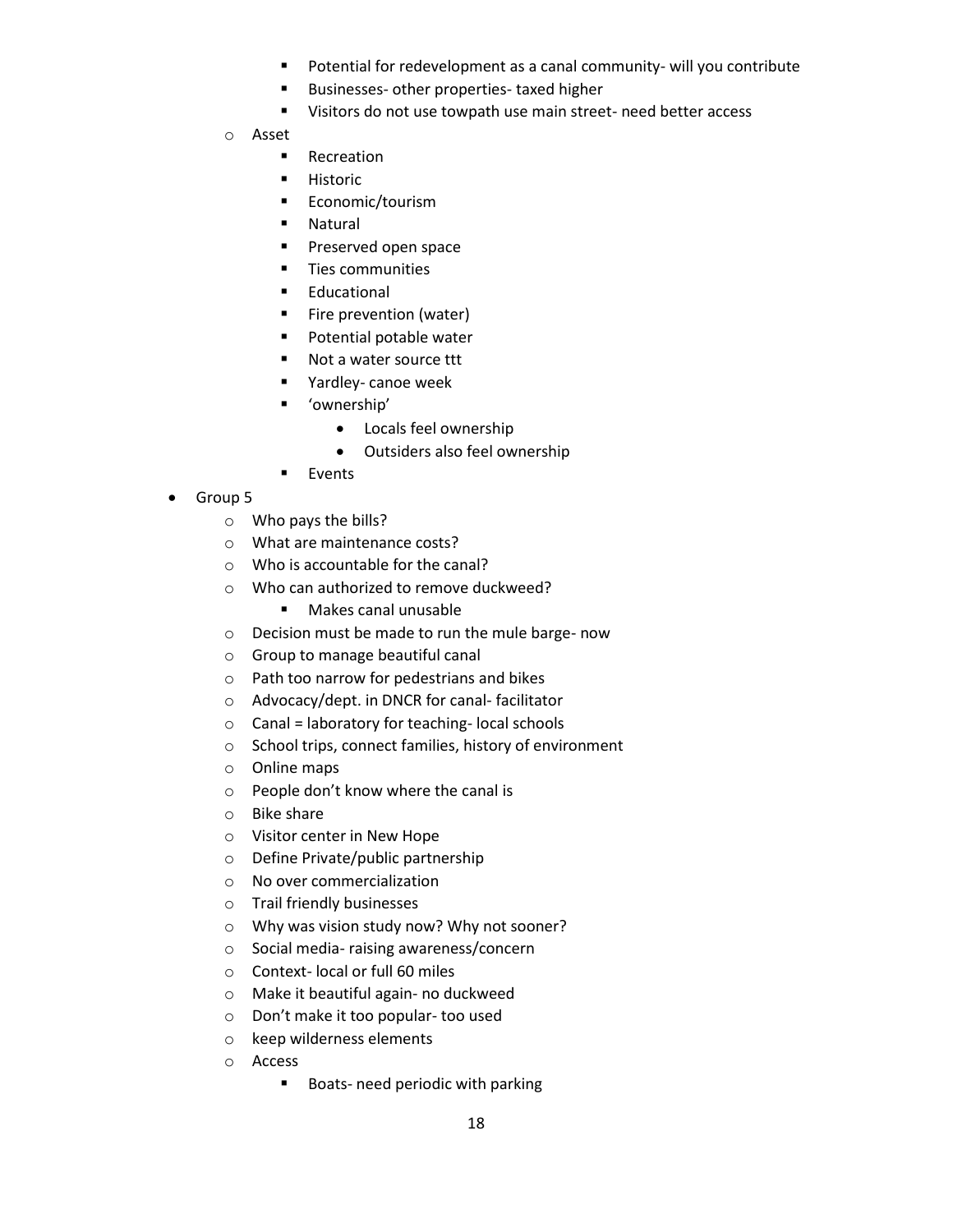- Potential for redevelopment as a canal community- will you contribute
        - Businesses- other properties- taxed higher
        - Visitors do not use towpath use main street- need better access
    - Asset
        - Recreation
        - Historic
        - Economic/tourism
        - Natural
        - Preserved open space
        - Ties communities
        - Educational
        - Fire prevention (water)
        - Potential potable water
        - Not a water source ttt
        - Yardley- canoe week
        - ‘ownership’
            - Locals feel ownership
            - Outsiders also feel ownership
        - Events
- Group 5
    - Who pays the bills?
    - What are maintenance costs?
    - Who is accountable for the canal?
    - Who can authorized to remove duckweed?
        - Makes canal unusable
    - Decision must be made to run the mule barge- now
    - Group to manage beautiful canal
    - Path too narrow for pedestrians and bikes
    - Advocacy/dept. in DNCR for canal- facilitator
    - Canal = laboratory for teaching- local schools
    - School trips, connect families, history of environment
    - Online maps
    - People don’t know where the canal is
    - Bike share
    - Visitor center in New Hope
    - Define Private/public partnership
    - No over commercialization
    - Trail friendly businesses
    - Why was vision study now? Why not sooner?
    - Social media- raising awareness/concern
    - Context- local or full 60 miles
    - Make it beautiful again- no duckweed
    - Don’t make it too popular- too used
    - keep wilderness elements
    - Access
        - Boats- need periodic with parking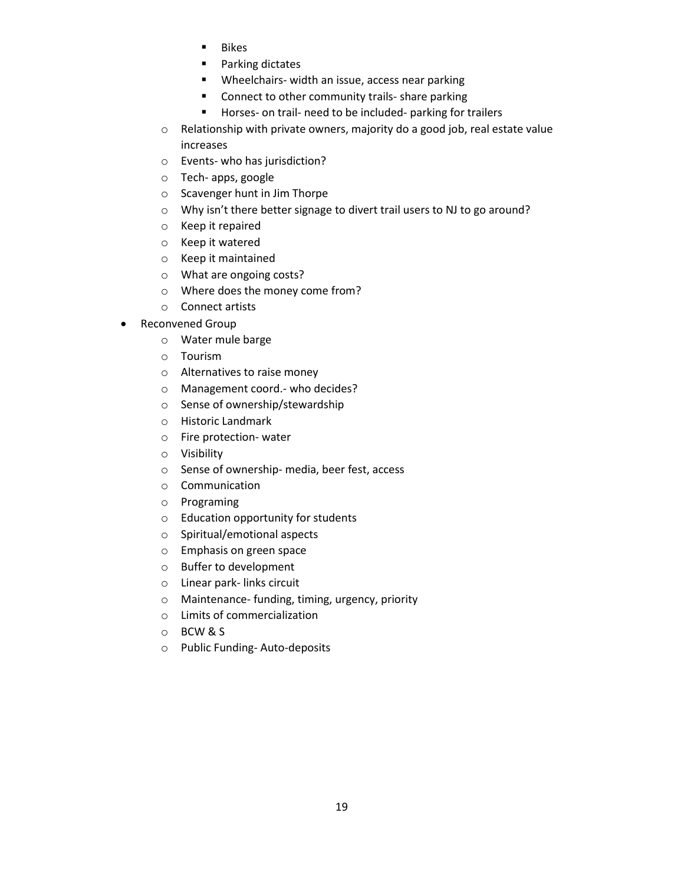- Bikes
        - Parking dictates
        - Wheelchairs- width an issue, access near parking
        - Connect to other community trails- share parking
        - Horses- on trail- need to be included- parking for trailers
    - Relationship with private owners, majority do a good job, real estate value increases
    - Events- who has jurisdiction?
    - Tech- apps, google
    - Scavenger hunt in Jim Thorpe
    - Why isn't there better signage to divert trail users to NJ to go around?
    - Keep it repaired
    - Keep it watered
    - Keep it maintained
    - What are ongoing costs?
    - Where does the money come from?
    - Connect artists
- Reconvened Group
    - Water mule barge
    - Tourism
    - Alternatives to raise money
    - Management coord.- who decides?
    - Sense of ownership/stewardship
    - Historic Landmark
    - Fire protection- water
    - Visibility
    - Sense of ownership- media, beer fest, access
    - Communication
    - Programing
    - Education opportunity for students
    - Spiritual/emotional aspects
    - Emphasis on green space
    - Buffer to development
    - Linear park- links circuit
    - Maintenance- funding, timing, urgency, priority
    - Limits of commercialization
    - BCW & S
    - Public Funding- Auto-deposits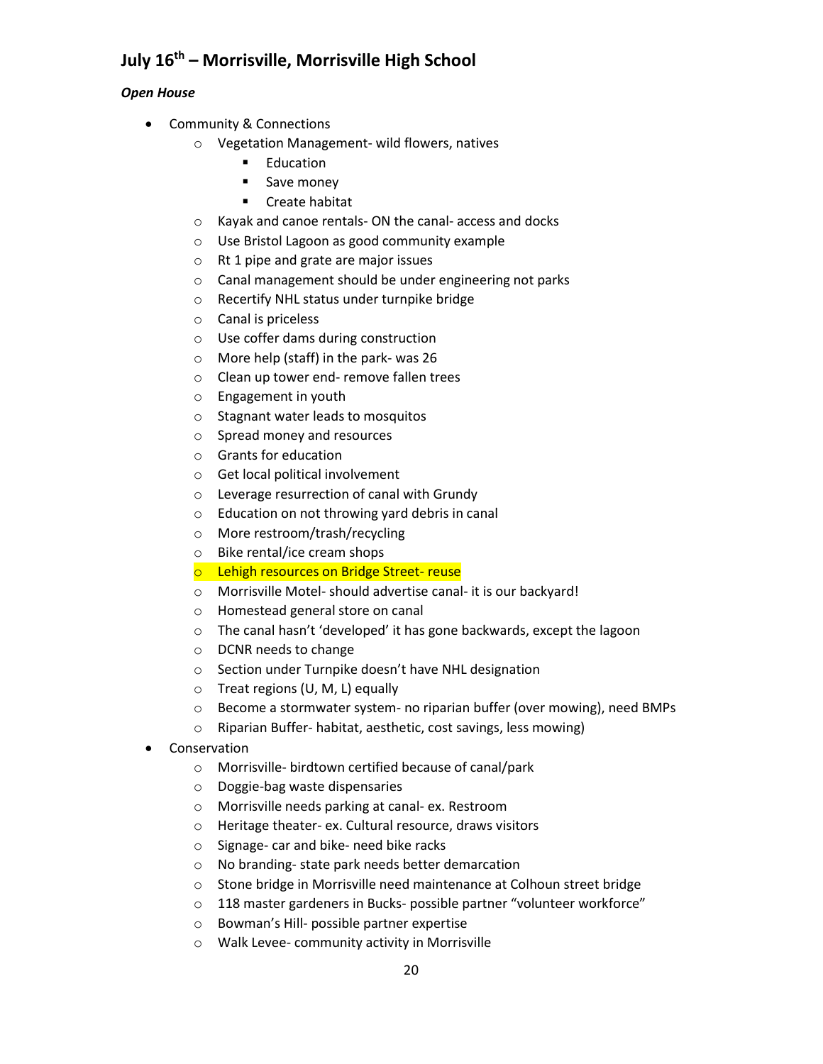## July 16th – Morrisville, Morrisville High School

***Open House***

- Community & Connections
  - Vegetation Management- wild flowers, natives
    - Education
    - Save money
    - Create habitat
  - Kayak and canoe rentals- ON the canal- access and docks
  - Use Bristol Lagoon as good community example
  - Rt 1 pipe and grate are major issues
  - Canal management should be under engineering not parks
  - Recertify NHL status under turnpike bridge
  - Canal is priceless
  - Use coffer dams during construction
  - More help (staff) in the park- was 26
  - Clean up tower end- remove fallen trees
  - Engagement in youth
  - Stagnant water leads to mosquitos
  - Spread money and resources
  - Grants for education
  - Get local political involvement
  - Leverage resurrection of canal with Grundy
  - Education on not throwing yard debris in canal
  - More restroom/trash/recycling
  - Bike rental/ice cream shops
  - Lehigh resources on Bridge Street- reuse
  - Morrisville Motel- should advertise canal- it is our backyard!
  - Homestead general store on canal
  - The canal hasn't 'developed' it has gone backwards, except the lagoon
  - DCNR needs to change
  - Section under Turnpike doesn't have NHL designation
  - Treat regions (U, M, L) equally
  - Become a stormwater system- no riparian buffer (over mowing), need BMPs
  - Riparian Buffer- habitat, aesthetic, cost savings, less mowing)
- Conservation
  - Morrisville- birdtown certified because of canal/park
  - Doggie-bag waste dispensaries
  - Morrisville needs parking at canal- ex. Restroom
  - Heritage theater- ex. Cultural resource, draws visitors
  - Signage- car and bike- need bike racks
  - No branding- state park needs better demarcation
  - Stone bridge in Morrisville need maintenance at Colhoun street bridge
  - 118 master gardeners in Bucks- possible partner "volunteer workforce"
  - Bowman's Hill- possible partner expertise
  - Walk Levee- community activity in Morrisville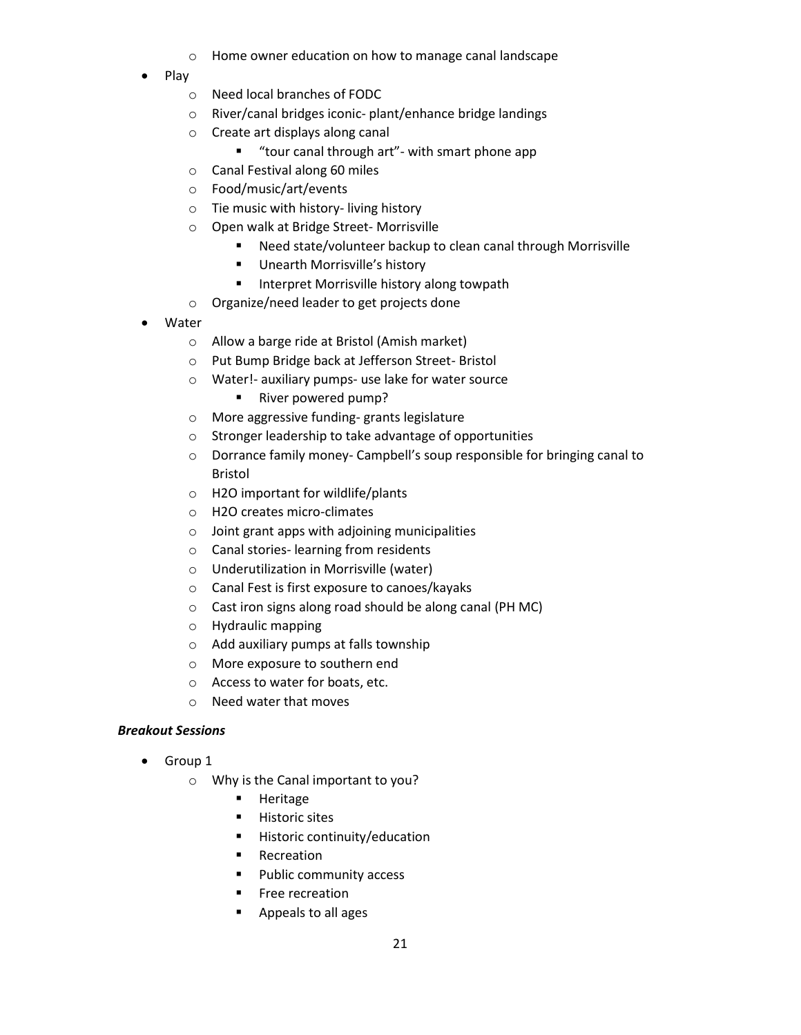- Home owner education on how to manage canal landscape
- Play
    - Need local branches of FODC
    - River/canal bridges iconic- plant/enhance bridge landings
    - Create art displays along canal
        - "tour canal through art"- with smart phone app
    - Canal Festival along 60 miles
    - Food/music/art/events
    - Tie music with history- living history
    - Open walk at Bridge Street- Morrisville
        - Need state/volunteer backup to clean canal through Morrisville
        - Unearth Morrisville's history
        - Interpret Morrisville history along towpath
    - Organize/need leader to get projects done
- Water
    - Allow a barge ride at Bristol (Amish market)
    - Put Bump Bridge back at Jefferson Street- Bristol
    - Water!- auxiliary pumps- use lake for water source
        - River powered pump?
    - More aggressive funding- grants legislature
    - Stronger leadership to take advantage of opportunities
    - Dorrance family money- Campbell's soup responsible for bringing canal to Bristol
    - H2O important for wildlife/plants
    - H2O creates micro-climates
    - Joint grant apps with adjoining municipalities
    - Canal stories- learning from residents
    - Underutilization in Morrisville (water)
    - Canal Fest is first exposure to canoes/kayaks
    - Cast iron signs along road should be along canal (PH MC)
    - Hydraulic mapping
    - Add auxiliary pumps at falls township
    - More exposure to southern end
    - Access to water for boats, etc.
    - Need water that moves

***Breakout Sessions***

- Group 1
    - Why is the Canal important to you?
        - Heritage
        - Historic sites
        - Historic continuity/education
        - Recreation
        - Public community access
        - Free recreation
        - Appeals to all ages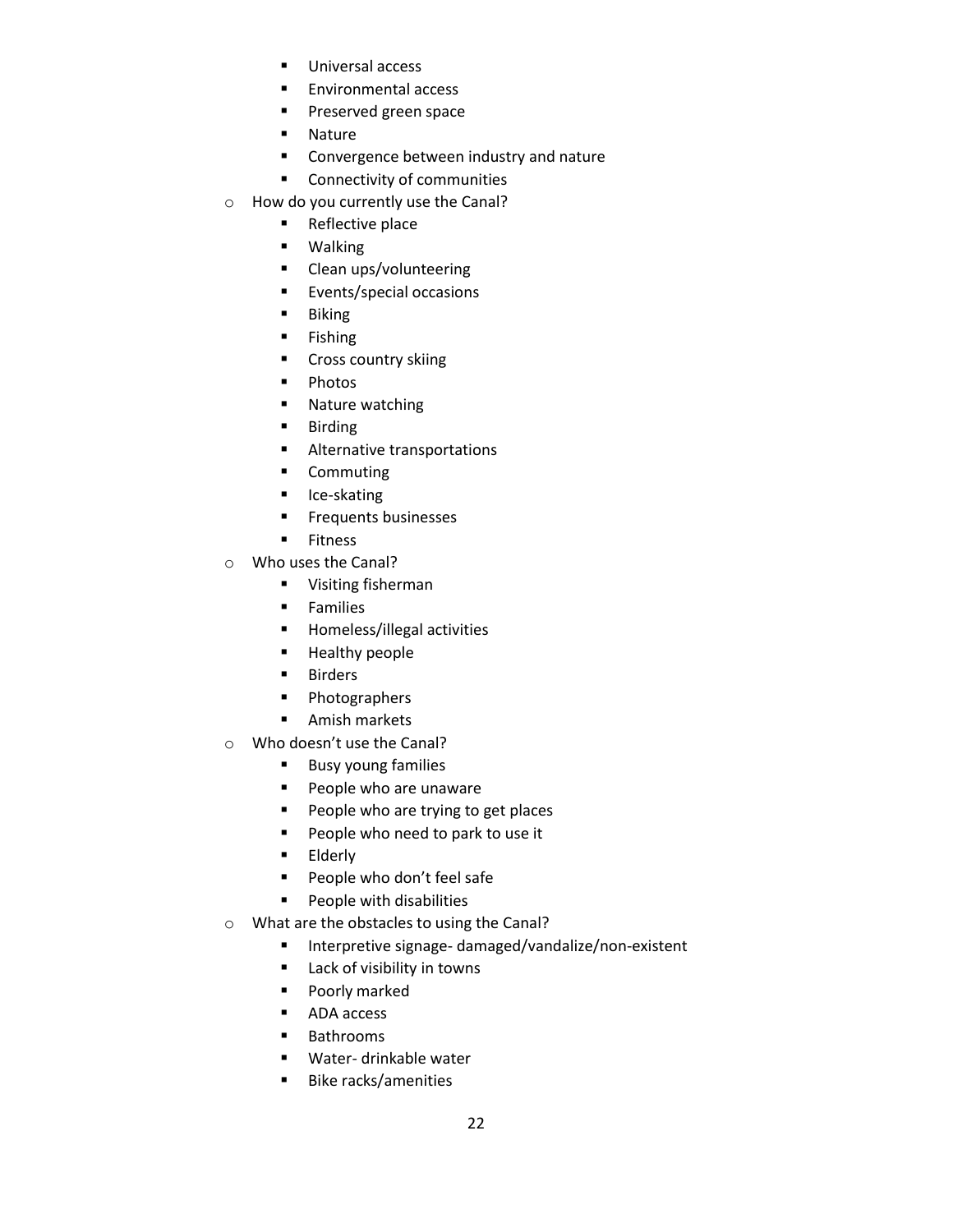- Universal access
        - Environmental access
        - Preserved green space
        - Nature
        - Convergence between industry and nature
        - Connectivity of communities
    - How do you currently use the Canal?
        - Reflective place
        - Walking
        - Clean ups/volunteering
        - Events/special occasions
        - Biking
        - Fishing
        - Cross country skiing
        - Photos
        - Nature watching
        - Birding
        - Alternative transportations
        - Commuting
        - Ice-skating
        - Frequents businesses
        - Fitness
    - Who uses the Canal?
        - Visiting fisherman
        - Families
        - Homeless/illegal activities
        - Healthy people
        - Birders
        - Photographers
        - Amish markets
    - Who doesn't use the Canal?
        - Busy young families
        - People who are unaware
        - People who are trying to get places
        - People who need to park to use it
        - Elderly
        - People who don't feel safe
        - People with disabilities
    - What are the obstacles to using the Canal?
        - Interpretive signage- damaged/vandalize/non-existent
        - Lack of visibility in towns
        - Poorly marked
        - ADA access
        - Bathrooms
        - Water- drinkable water
        - Bike racks/amenities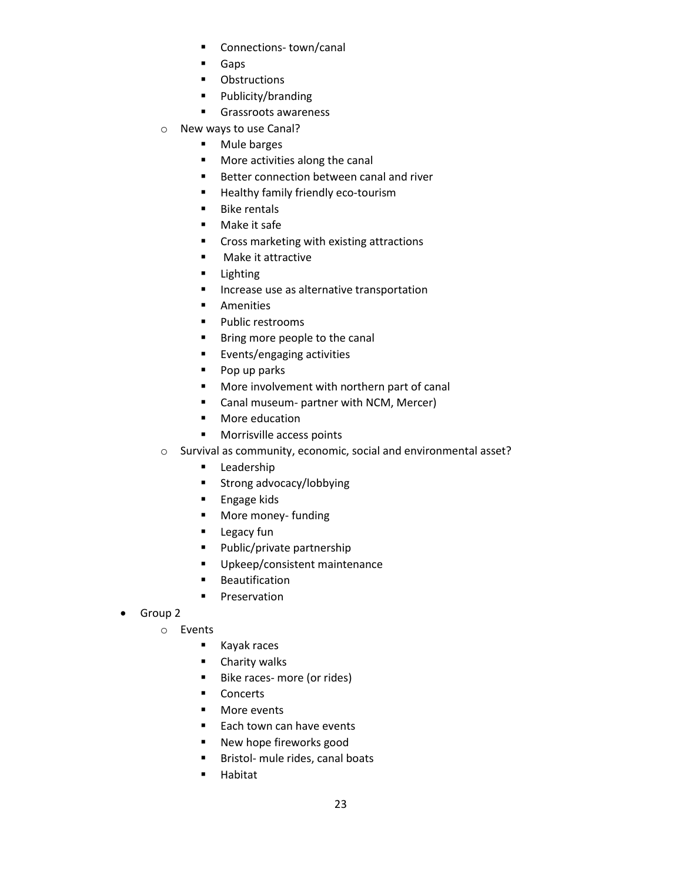- Connections- town/canal
        - Gaps
        - Obstructions
        - Publicity/branding
        - Grassroots awareness
    - New ways to use Canal?
        - Mule barges
        - More activities along the canal
        - Better connection between canal and river
        - Healthy family friendly eco-tourism
        - Bike rentals
        - Make it safe
        - Cross marketing with existing attractions
        - Make it attractive
        - Lighting
        - Increase use as alternative transportation
        - Amenities
        - Public restrooms
        - Bring more people to the canal
        - Events/engaging activities
        - Pop up parks
        - More involvement with northern part of canal
        - Canal museum- partner with NCM, Mercer)
        - More education
        - Morrisville access points
    - Survival as community, economic, social and environmental asset?
        - Leadership
        - Strong advocacy/lobbying
        - Engage kids
        - More money- funding
        - Legacy fun
        - Public/private partnership
        - Upkeep/consistent maintenance
        - Beautification
        - Preservation
- Group 2
    - Events
        - Kayak races
        - Charity walks
        - Bike races- more (or rides)
        - Concerts
        - More events
        - Each town can have events
        - New hope fireworks good
        - Bristol- mule rides, canal boats
        - Habitat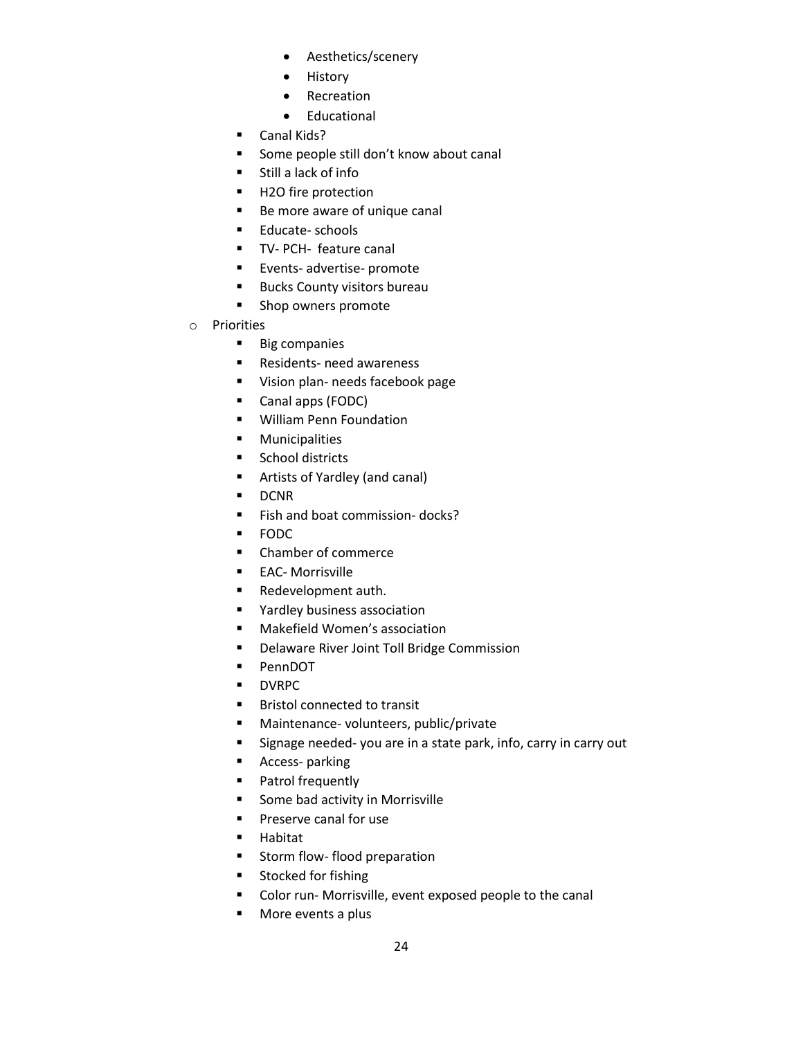- Aesthetics/scenery
            - History
            - Recreation
            - Educational
        - Canal Kids?
        - Some people still don't know about canal
        - Still a lack of info
        - H2O fire protection
        - Be more aware of unique canal
        - Educate- schools
        - TV- PCH- feature canal
        - Events- advertise- promote
        - Bucks County visitors bureau
        - Shop owners promote
    - Priorities
        - Big companies
        - Residents- need awareness
        - Vision plan- needs facebook page
        - Canal apps (FODC)
        - William Penn Foundation
        - Municipalities
        - School districts
        - Artists of Yardley (and canal)
        - DCNR
        - Fish and boat commission- docks?
        - FODC
        - Chamber of commerce
        - EAC- Morrisville
        - Redevelopment auth.
        - Yardley business association
        - Makefield Women's association
        - Delaware River Joint Toll Bridge Commission
        - PennDOT
        - DVRPC
        - Bristol connected to transit
        - Maintenance- volunteers, public/private
        - Signage needed- you are in a state park, info, carry in carry out
        - Access- parking
        - Patrol frequently
        - Some bad activity in Morrisville
        - Preserve canal for use
        - Habitat
        - Storm flow- flood preparation
        - Stocked for fishing
        - Color run- Morrisville, event exposed people to the canal
        - More events a plus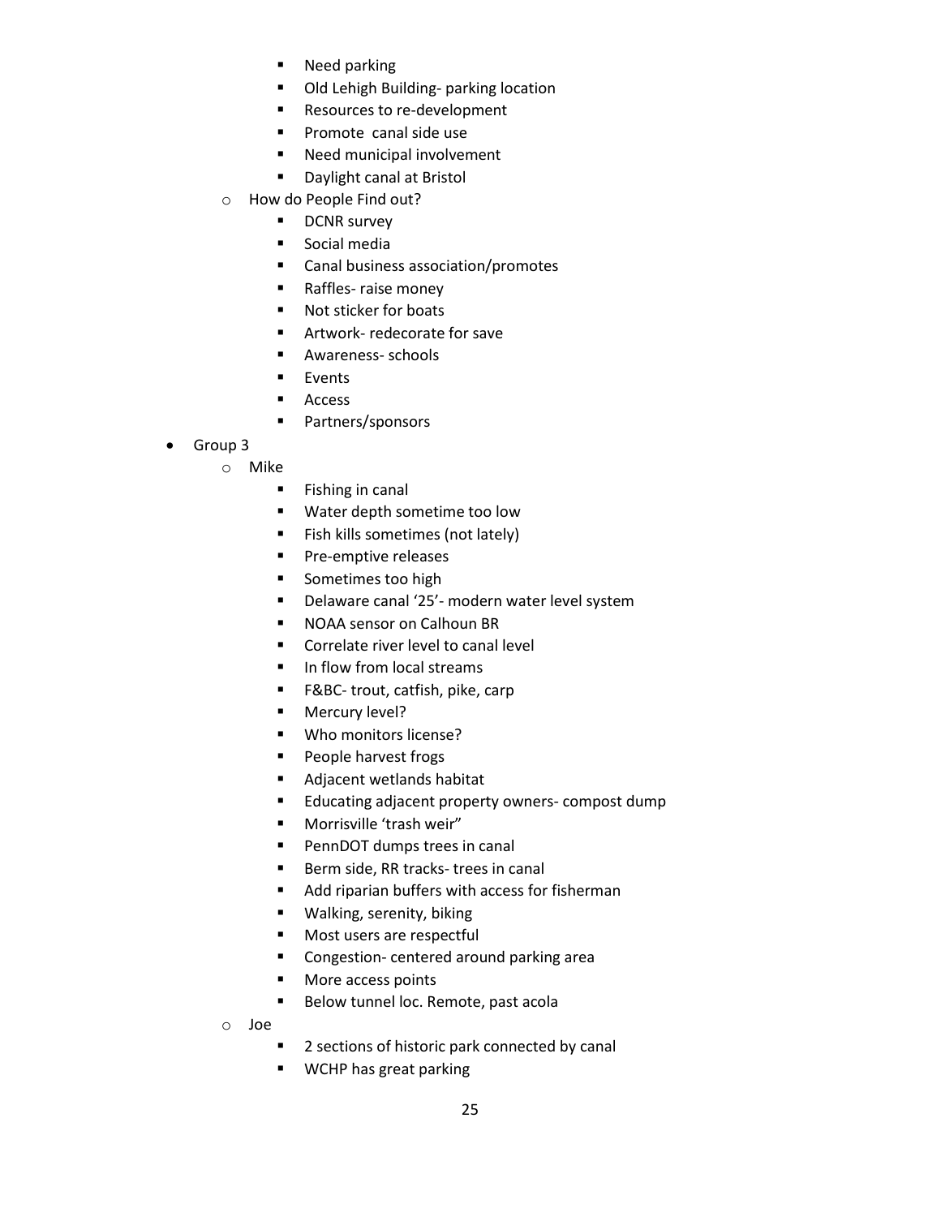- Need parking
        - Old Lehigh Building- parking location
        - Resources to re-development
        - Promote  canal side use
        - Need municipal involvement
        - Daylight canal at Bristol
    - How do People Find out?
        - DCNR survey
        - Social media
        - Canal business association/promotes
        - Raffles- raise money
        - Not sticker for boats
        - Artwork- redecorate for save
        - Awareness- schools
        - Events
        - Access
        - Partners/sponsors
- Group 3
    - Mike
        - Fishing in canal
        - Water depth sometime too low
        - Fish kills sometimes (not lately)
        - Pre-emptive releases
        - Sometimes too high
        - Delaware canal '25'- modern water level system
        - NOAA sensor on Calhoun BR
        - Correlate river level to canal level
        - In flow from local streams
        - F&BC- trout, catfish, pike, carp
        - Mercury level?
        - Who monitors license?
        - People harvest frogs
        - Adjacent wetlands habitat
        - Educating adjacent property owners- compost dump
        - Morrisville 'trash weir"
        - PennDOT dumps trees in canal
        - Berm side, RR tracks- trees in canal
        - Add riparian buffers with access for fisherman
        - Walking, serenity, biking
        - Most users are respectful
        - Congestion- centered around parking area
        - More access points
        - Below tunnel loc. Remote, past acola
    - Joe
        - 2 sections of historic park connected by canal
        - WCHP has great parking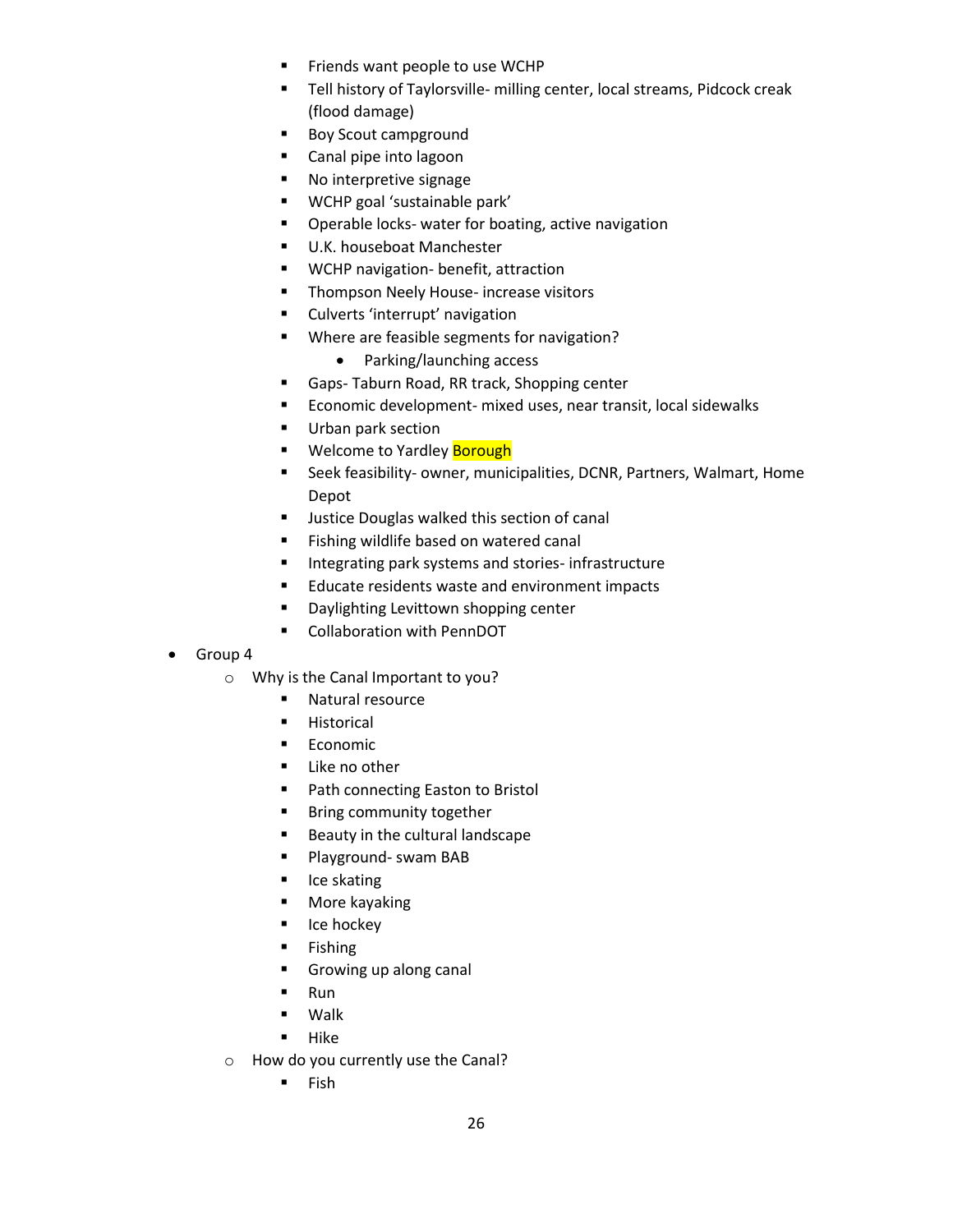- Friends want people to use WCHP
        - Tell history of Taylorsville- milling center, local streams, Pidcock creak (flood damage)
        - Boy Scout campground
        - Canal pipe into lagoon
        - No interpretive signage
        - WCHP goal 'sustainable park'
        - Operable locks- water for boating, active navigation
        - U.K. houseboat Manchester
        - WCHP navigation- benefit, attraction
        - Thompson Neely House- increase visitors
        - Culverts 'interrupt' navigation
        - Where are feasible segments for navigation?
            - Parking/launching access
        - Gaps- Taburn Road, RR track, Shopping center
        - Economic development- mixed uses, near transit, local sidewalks
        - Urban park section
        - Welcome to Yardley Borough
        - Seek feasibility- owner, municipalities, DCNR, Partners, Walmart, Home Depot
        - Justice Douglas walked this section of canal
        - Fishing wildlife based on watered canal
        - Integrating park systems and stories- infrastructure
        - Educate residents waste and environment impacts
        - Daylighting Levittown shopping center
        - Collaboration with PennDOT
- Group 4
    - Why is the Canal Important to you?
        - Natural resource
        - Historical
        - Economic
        - Like no other
        - Path connecting Easton to Bristol
        - Bring community together
        - Beauty in the cultural landscape
        - Playground- swam BAB
        - Ice skating
        - More kayaking
        - Ice hockey
        - Fishing
        - Growing up along canal
        - Run
        - Walk
        - Hike
    - How do you currently use the Canal?
        - Fish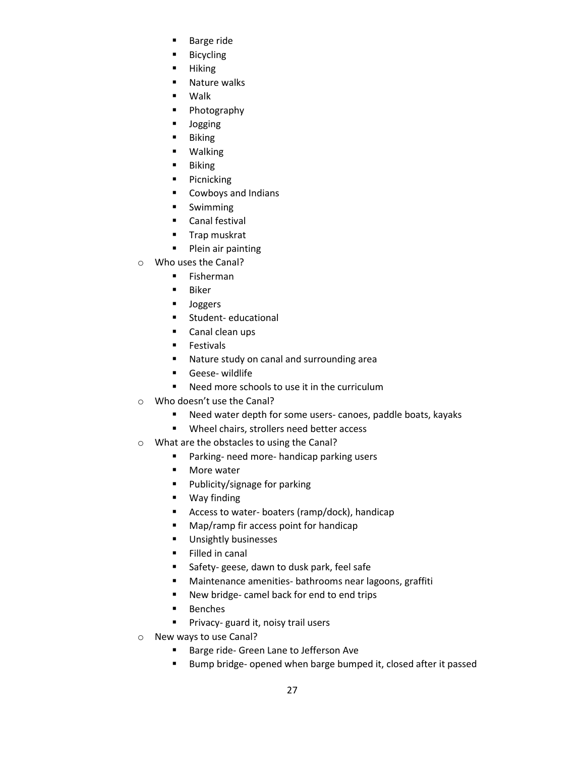- Barge ride
    - Bicycling
    - Hiking
    - Nature walks
    - Walk
    - Photography
    - Jogging
    - Biking
    - Walking
    - Biking
    - Picnicking
    - Cowboys and Indians
    - Swimming
    - Canal festival
    - Trap muskrat
    - Plein air painting
  - Who uses the Canal?
    - Fisherman
    - Biker
    - Joggers
    - Student- educational
    - Canal clean ups
    - Festivals
    - Nature study on canal and surrounding area
    - Geese- wildlife
    - Need more schools to use it in the curriculum
  - Who doesn't use the Canal?
    - Need water depth for some users- canoes, paddle boats, kayaks
    - Wheel chairs, strollers need better access
  - What are the obstacles to using the Canal?
    - Parking- need more- handicap parking users
    - More water
    - Publicity/signage for parking
    - Way finding
    - Access to water- boaters (ramp/dock), handicap
    - Map/ramp fir access point for handicap
    - Unsightly businesses
    - Filled in canal
    - Safety- geese, dawn to dusk park, feel safe
    - Maintenance amenities- bathrooms near lagoons, graffiti
    - New bridge- camel back for end to end trips
    - Benches
    - Privacy- guard it, noisy trail users
  - New ways to use Canal?
    - Barge ride- Green Lane to Jefferson Ave
    - Bump bridge- opened when barge bumped it, closed after it passed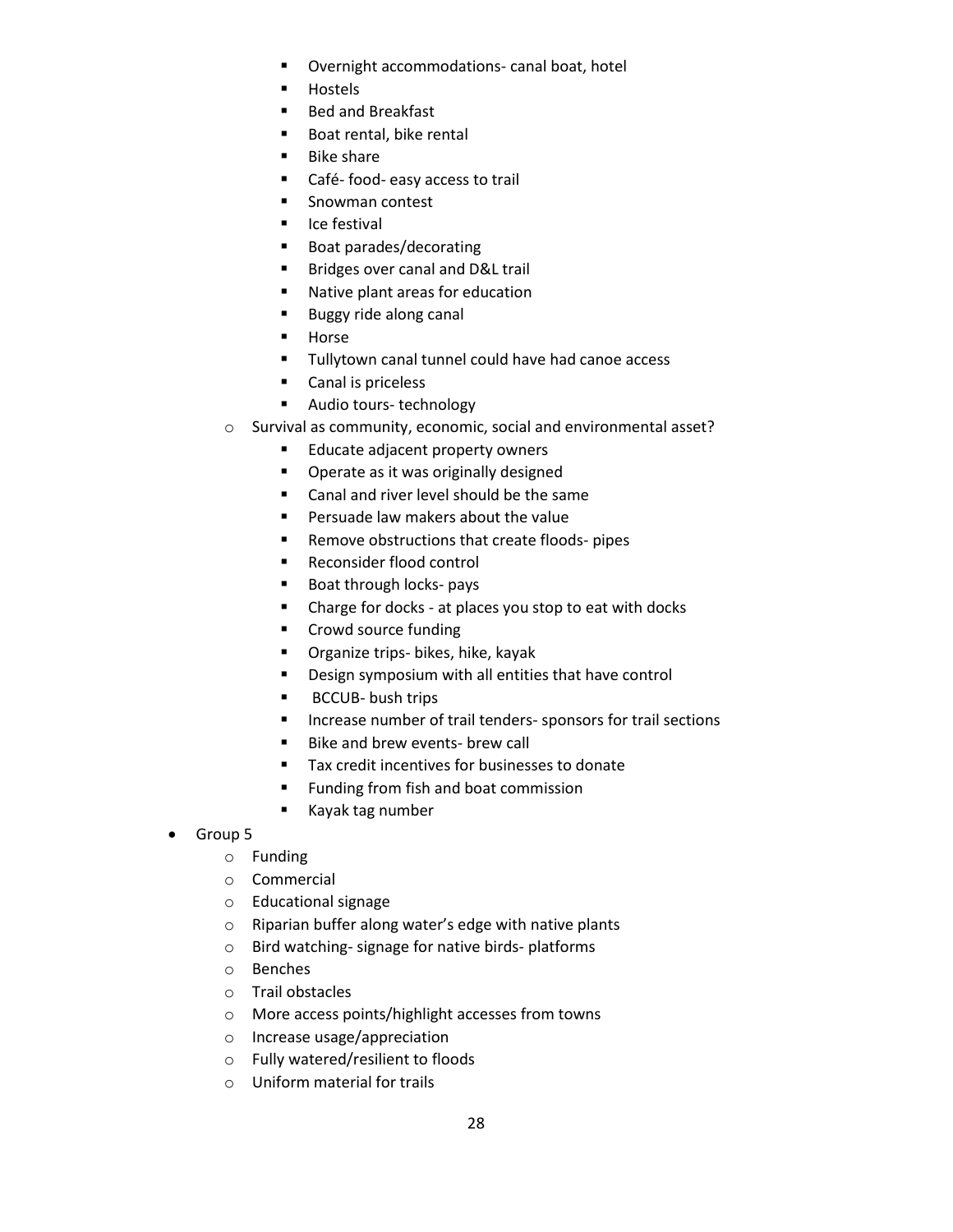- Overnight accommodations- canal boat, hotel
        - Hostels
        - Bed and Breakfast
        - Boat rental, bike rental
        - Bike share
        - Café- food- easy access to trail
        - Snowman contest
        - Ice festival
        - Boat parades/decorating
        - Bridges over canal and D&L trail
        - Native plant areas for education
        - Buggy ride along canal
        - Horse
        - Tullytown canal tunnel could have had canoe access
        - Canal is priceless
        - Audio tours- technology
    - Survival as community, economic, social and environmental asset?
        - Educate adjacent property owners
        - Operate as it was originally designed
        - Canal and river level should be the same
        - Persuade law makers about the value
        - Remove obstructions that create floods- pipes
        - Reconsider flood control
        - Boat through locks- pays
        - Charge for docks - at places you stop to eat with docks
        - Crowd source funding
        - Organize trips- bikes, hike, kayak
        - Design symposium with all entities that have control
        - BCCUB- bush trips
        - Increase number of trail tenders- sponsors for trail sections
        - Bike and brew events- brew call
        - Tax credit incentives for businesses to donate
        - Funding from fish and boat commission
        - Kayak tag number
- Group 5
    - Funding
    - Commercial
    - Educational signage
    - Riparian buffer along water's edge with native plants
    - Bird watching- signage for native birds- platforms
    - Benches
    - Trail obstacles
    - More access points/highlight accesses from towns
    - Increase usage/appreciation
    - Fully watered/resilient to floods
    - Uniform material for trails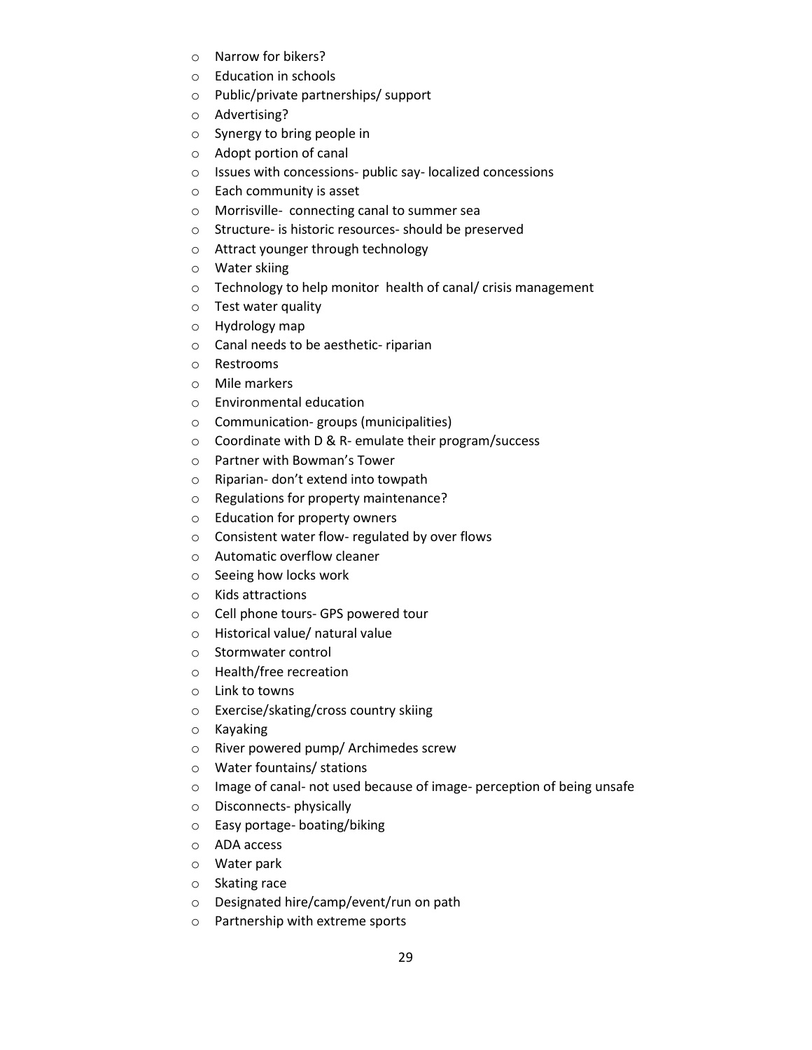- Narrow for bikers?
- Education in schools
- Public/private partnerships/ support
- Advertising?
- Synergy to bring people in
- Adopt portion of canal
- Issues with concessions- public say- localized concessions
- Each community is asset
- Morrisville- connecting canal to summer sea
- Structure- is historic resources- should be preserved
- Attract younger through technology
- Water skiing
- Technology to help monitor health of canal/ crisis management
- Test water quality
- Hydrology map
- Canal needs to be aesthetic- riparian
- Restrooms
- Mile markers
- Environmental education
- Communication- groups (municipalities)
- Coordinate with D & R- emulate their program/success
- Partner with Bowman's Tower
- Riparian- don't extend into towpath
- Regulations for property maintenance?
- Education for property owners
- Consistent water flow- regulated by over flows
- Automatic overflow cleaner
- Seeing how locks work
- Kids attractions
- Cell phone tours- GPS powered tour
- Historical value/ natural value
- Stormwater control
- Health/free recreation
- Link to towns
- Exercise/skating/cross country skiing
- Kayaking
- River powered pump/ Archimedes screw
- Water fountains/ stations
- Image of canal- not used because of image- perception of being unsafe
- Disconnects- physically
- Easy portage- boating/biking
- ADA access
- Water park
- Skating race
- Designated hire/camp/event/run on path
- Partnership with extreme sports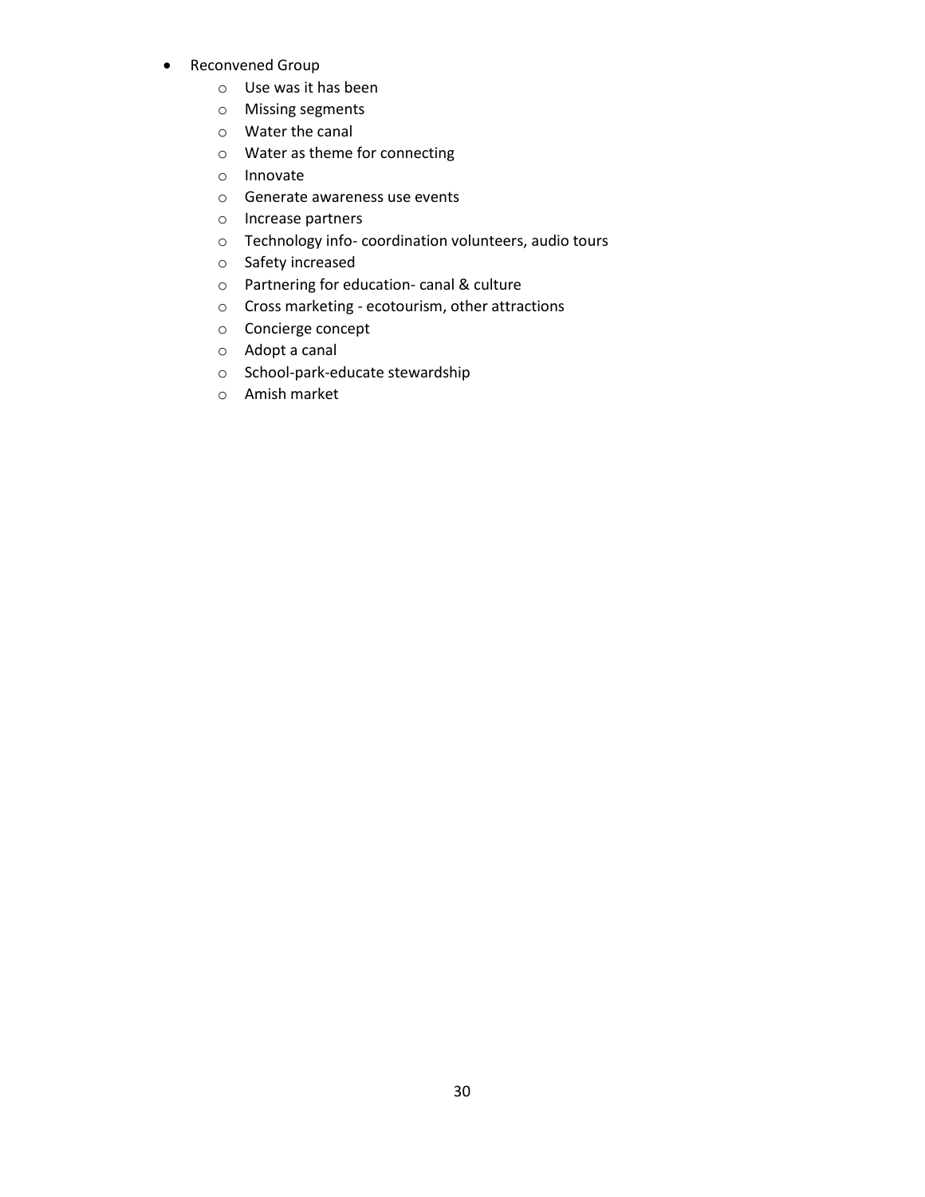- Reconvened Group
  - Use was it has been
  - Missing segments
  - Water the canal
  - Water as theme for connecting
  - Innovate
  - Generate awareness use events
  - Increase partners
  - Technology info- coordination volunteers, audio tours
  - Safety increased
  - Partnering for education- canal & culture
  - Cross marketing - ecotourism, other attractions
  - Concierge concept
  - Adopt a canal
  - School-park-educate stewardship
  - Amish market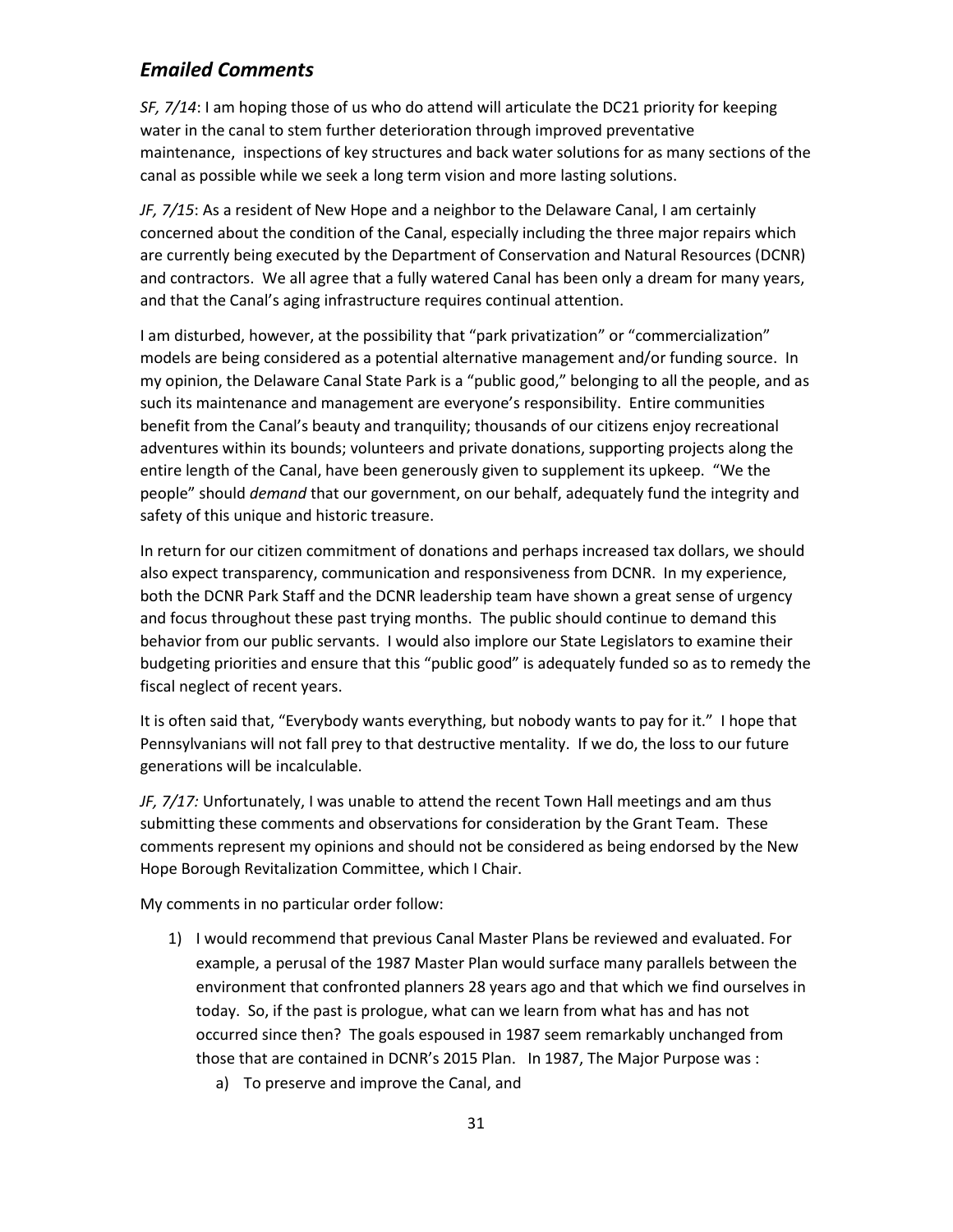## *Emailed Comments*

*SF, 7/14*: I am hoping those of us who do attend will articulate the DC21 priority for keeping water in the canal to stem further deterioration through improved preventative maintenance, inspections of key structures and back water solutions for as many sections of the canal as possible while we seek a long term vision and more lasting solutions.

*JF, 7/15*: As a resident of New Hope and a neighbor to the Delaware Canal, I am certainly concerned about the condition of the Canal, especially including the three major repairs which are currently being executed by the Department of Conservation and Natural Resources (DCNR) and contractors. We all agree that a fully watered Canal has been only a dream for many years, and that the Canal's aging infrastructure requires continual attention.

I am disturbed, however, at the possibility that "park privatization" or "commercialization" models are being considered as a potential alternative management and/or funding source. In my opinion, the Delaware Canal State Park is a "public good," belonging to all the people, and as such its maintenance and management are everyone's responsibility. Entire communities benefit from the Canal's beauty and tranquility; thousands of our citizens enjoy recreational adventures within its bounds; volunteers and private donations, supporting projects along the entire length of the Canal, have been generously given to supplement its upkeep. "We the people" should *demand* that our government, on our behalf, adequately fund the integrity and safety of this unique and historic treasure.

In return for our citizen commitment of donations and perhaps increased tax dollars, we should also expect transparency, communication and responsiveness from DCNR. In my experience, both the DCNR Park Staff and the DCNR leadership team have shown a great sense of urgency and focus throughout these past trying months. The public should continue to demand this behavior from our public servants. I would also implore our State Legislators to examine their budgeting priorities and ensure that this "public good" is adequately funded so as to remedy the fiscal neglect of recent years.

It is often said that, "Everybody wants everything, but nobody wants to pay for it." I hope that Pennsylvanians will not fall prey to that destructive mentality. If we do, the loss to our future generations will be incalculable.

*JF, 7/17:* Unfortunately, I was unable to attend the recent Town Hall meetings and am thus submitting these comments and observations for consideration by the Grant Team. These comments represent my opinions and should not be considered as being endorsed by the New Hope Borough Revitalization Committee, which I Chair.

My comments in no particular order follow:

1) I would recommend that previous Canal Master Plans be reviewed and evaluated. For example, a perusal of the 1987 Master Plan would surface many parallels between the environment that confronted planners 28 years ago and that which we find ourselves in today. So, if the past is prologue, what can we learn from what has and has not occurred since then? The goals espoused in 1987 seem remarkably unchanged from those that are contained in DCNR's 2015 Plan. In 1987, The Major Purpose was :
   a) To preserve and improve the Canal, and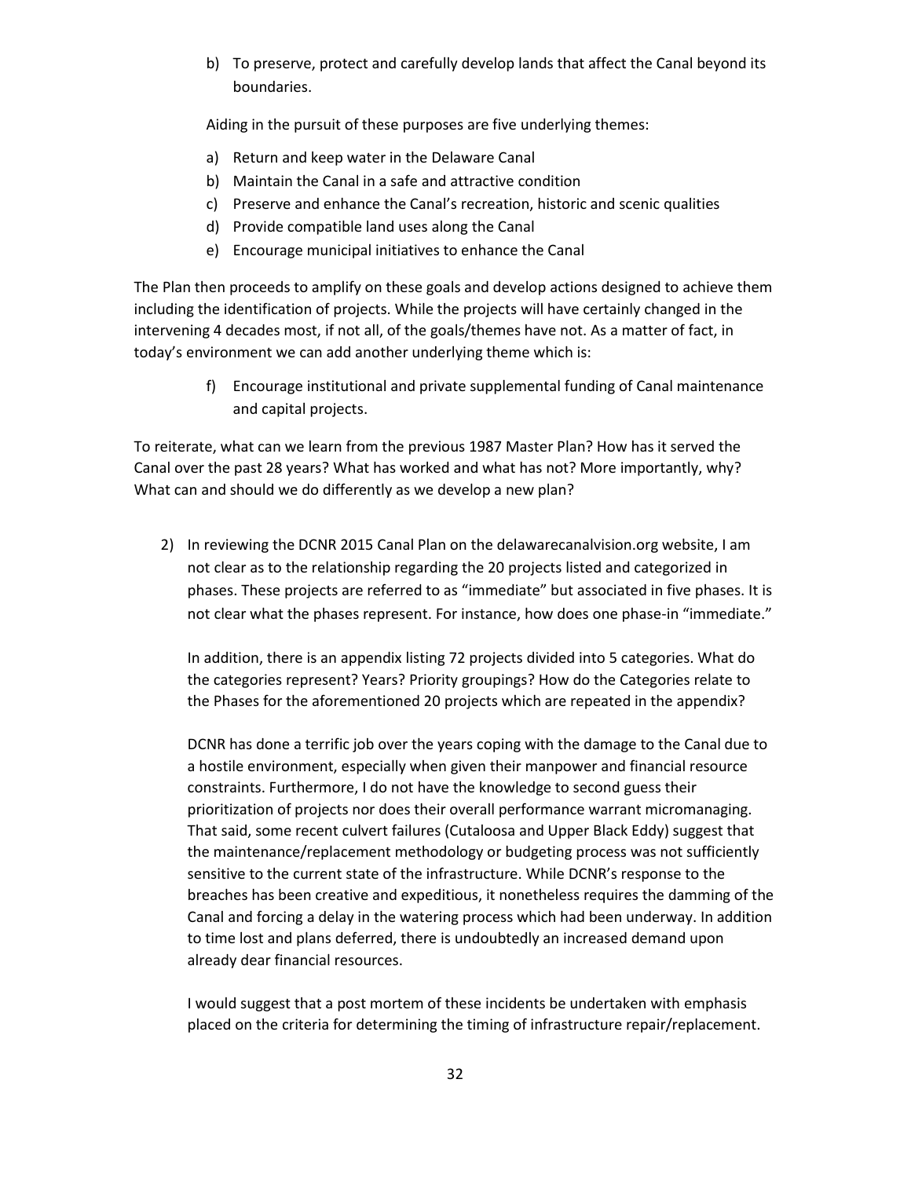b) To preserve, protect and carefully develop lands that affect the Canal beyond its boundaries.

Aiding in the pursuit of these purposes are five underlying themes:

a) Return and keep water in the Delaware Canal
b) Maintain the Canal in a safe and attractive condition
c) Preserve and enhance the Canal's recreation, historic and scenic qualities
d) Provide compatible land uses along the Canal
e) Encourage municipal initiatives to enhance the Canal

The Plan then proceeds to amplify on these goals and develop actions designed to achieve them including the identification of projects. While the projects will have certainly changed in the intervening 4 decades most, if not all, of the goals/themes have not. As a matter of fact, in today's environment we can add another underlying theme which is:

f) Encourage institutional and private supplemental funding of Canal maintenance and capital projects.

To reiterate, what can we learn from the previous 1987 Master Plan? How has it served the Canal over the past 28 years? What has worked and what has not? More importantly, why? What can and should we do differently as we develop a new plan?

2) In reviewing the DCNR 2015 Canal Plan on the delawarecanalvision.org website, I am not clear as to the relationship regarding the 20 projects listed and categorized in phases. These projects are referred to as "immediate" but associated in five phases. It is not clear what the phases represent. For instance, how does one phase-in "immediate."

   In addition, there is an appendix listing 72 projects divided into 5 categories. What do the categories represent? Years? Priority groupings? How do the Categories relate to the Phases for the aforementioned 20 projects which are repeated in the appendix?

   DCNR has done a terrific job over the years coping with the damage to the Canal due to a hostile environment, especially when given their manpower and financial resource constraints. Furthermore, I do not have the knowledge to second guess their prioritization of projects nor does their overall performance warrant micromanaging. That said, some recent culvert failures (Cutaloosa and Upper Black Eddy) suggest that the maintenance/replacement methodology or budgeting process was not sufficiently sensitive to the current state of the infrastructure. While DCNR's response to the breaches has been creative and expeditious, it nonetheless requires the damming of the Canal and forcing a delay in the watering process which had been underway. In addition to time lost and plans deferred, there is undoubtedly an increased demand upon already dear financial resources.

   I would suggest that a post mortem of these incidents be undertaken with emphasis placed on the criteria for determining the timing of infrastructure repair/replacement.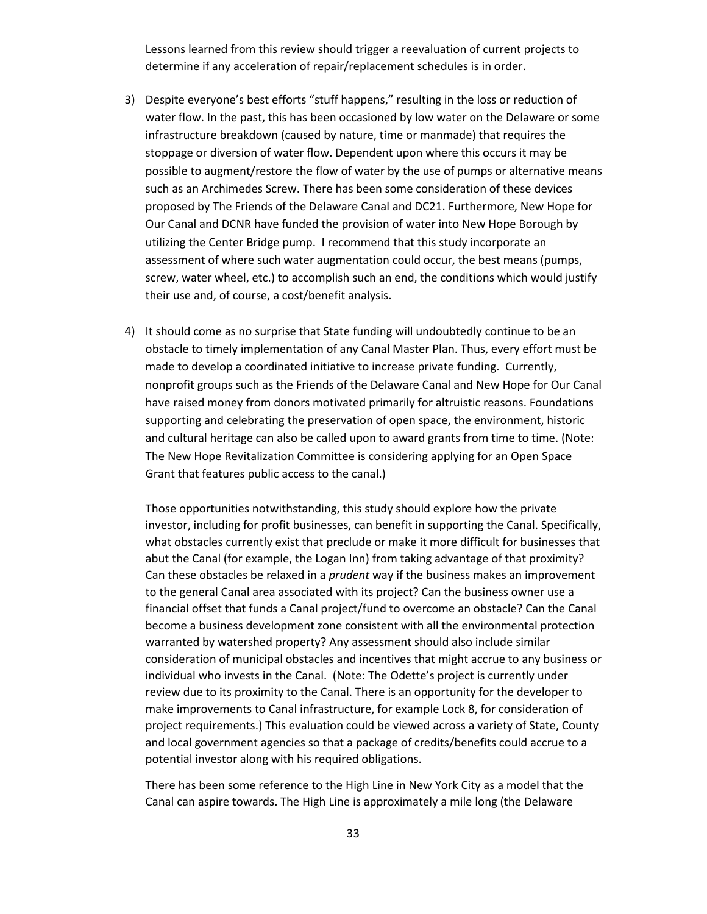Lessons learned from this review should trigger a reevaluation of current projects to determine if any acceleration of repair/replacement schedules is in order.

3) Despite everyone's best efforts "stuff happens," resulting in the loss or reduction of water flow. In the past, this has been occasioned by low water on the Delaware or some infrastructure breakdown (caused by nature, time or manmade) that requires the stoppage or diversion of water flow. Dependent upon where this occurs it may be possible to augment/restore the flow of water by the use of pumps or alternative means such as an Archimedes Screw. There has been some consideration of these devices proposed by The Friends of the Delaware Canal and DC21. Furthermore, New Hope for Our Canal and DCNR have funded the provision of water into New Hope Borough by utilizing the Center Bridge pump. I recommend that this study incorporate an assessment of where such water augmentation could occur, the best means (pumps, screw, water wheel, etc.) to accomplish such an end, the conditions which would justify their use and, of course, a cost/benefit analysis.

4) It should come as no surprise that State funding will undoubtedly continue to be an obstacle to timely implementation of any Canal Master Plan. Thus, every effort must be made to develop a coordinated initiative to increase private funding. Currently, nonprofit groups such as the Friends of the Delaware Canal and New Hope for Our Canal have raised money from donors motivated primarily for altruistic reasons. Foundations supporting and celebrating the preservation of open space, the environment, historic and cultural heritage can also be called upon to award grants from time to time. (Note: The New Hope Revitalization Committee is considering applying for an Open Space Grant that features public access to the canal.)

   Those opportunities notwithstanding, this study should explore how the private investor, including for profit businesses, can benefit in supporting the Canal. Specifically, what obstacles currently exist that preclude or make it more difficult for businesses that abut the Canal (for example, the Logan Inn) from taking advantage of that proximity? Can these obstacles be relaxed in a *prudent* way if the business makes an improvement to the general Canal area associated with its project? Can the business owner use a financial offset that funds a Canal project/fund to overcome an obstacle? Can the Canal become a business development zone consistent with all the environmental protection warranted by watershed property? Any assessment should also include similar consideration of municipal obstacles and incentives that might accrue to any business or individual who invests in the Canal. (Note: The Odette's project is currently under review due to its proximity to the Canal. There is an opportunity for the developer to make improvements to Canal infrastructure, for example Lock 8, for consideration of project requirements.) This evaluation could be viewed across a variety of State, County and local government agencies so that a package of credits/benefits could accrue to a potential investor along with his required obligations.

   There has been some reference to the High Line in New York City as a model that the Canal can aspire towards. The High Line is approximately a mile long (the Delaware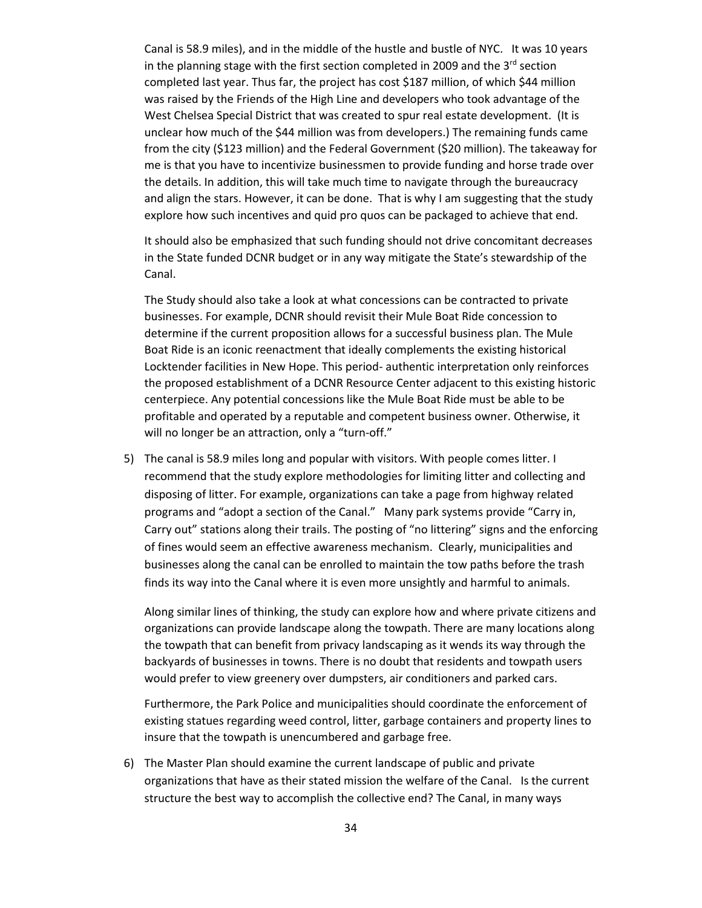Canal is 58.9 miles), and in the middle of the hustle and bustle of NYC. It was 10 years in the planning stage with the first section completed in 2009 and the 3rd section completed last year. Thus far, the project has cost $187 million, of which $44 million was raised by the Friends of the High Line and developers who took advantage of the West Chelsea Special District that was created to spur real estate development. (It is unclear how much of the $44 million was from developers.) The remaining funds came from the city ($123 million) and the Federal Government ($20 million). The takeaway for me is that you have to incentivize businessmen to provide funding and horse trade over the details. In addition, this will take much time to navigate through the bureaucracy and align the stars. However, it can be done. That is why I am suggesting that the study explore how such incentives and quid pro quos can be packaged to achieve that end.

It should also be emphasized that such funding should not drive concomitant decreases in the State funded DCNR budget or in any way mitigate the State's stewardship of the Canal.

The Study should also take a look at what concessions can be contracted to private businesses. For example, DCNR should revisit their Mule Boat Ride concession to determine if the current proposition allows for a successful business plan. The Mule Boat Ride is an iconic reenactment that ideally complements the existing historical Locktender facilities in New Hope. This period- authentic interpretation only reinforces the proposed establishment of a DCNR Resource Center adjacent to this existing historic centerpiece. Any potential concessions like the Mule Boat Ride must be able to be profitable and operated by a reputable and competent business owner. Otherwise, it will no longer be an attraction, only a "turn-off."

5) The canal is 58.9 miles long and popular with visitors. With people comes litter. I recommend that the study explore methodologies for limiting litter and collecting and disposing of litter. For example, organizations can take a page from highway related programs and "adopt a section of the Canal." Many park systems provide "Carry in, Carry out" stations along their trails. The posting of "no littering" signs and the enforcing of fines would seem an effective awareness mechanism. Clearly, municipalities and businesses along the canal can be enrolled to maintain the tow paths before the trash finds its way into the Canal where it is even more unsightly and harmful to animals.

   Along similar lines of thinking, the study can explore how and where private citizens and organizations can provide landscape along the towpath. There are many locations along the towpath that can benefit from privacy landscaping as it wends its way through the backyards of businesses in towns. There is no doubt that residents and towpath users would prefer to view greenery over dumpsters, air conditioners and parked cars.

   Furthermore, the Park Police and municipalities should coordinate the enforcement of existing statues regarding weed control, litter, garbage containers and property lines to insure that the towpath is unencumbered and garbage free.

6) The Master Plan should examine the current landscape of public and private organizations that have as their stated mission the welfare of the Canal. Is the current structure the best way to accomplish the collective end? The Canal, in many ways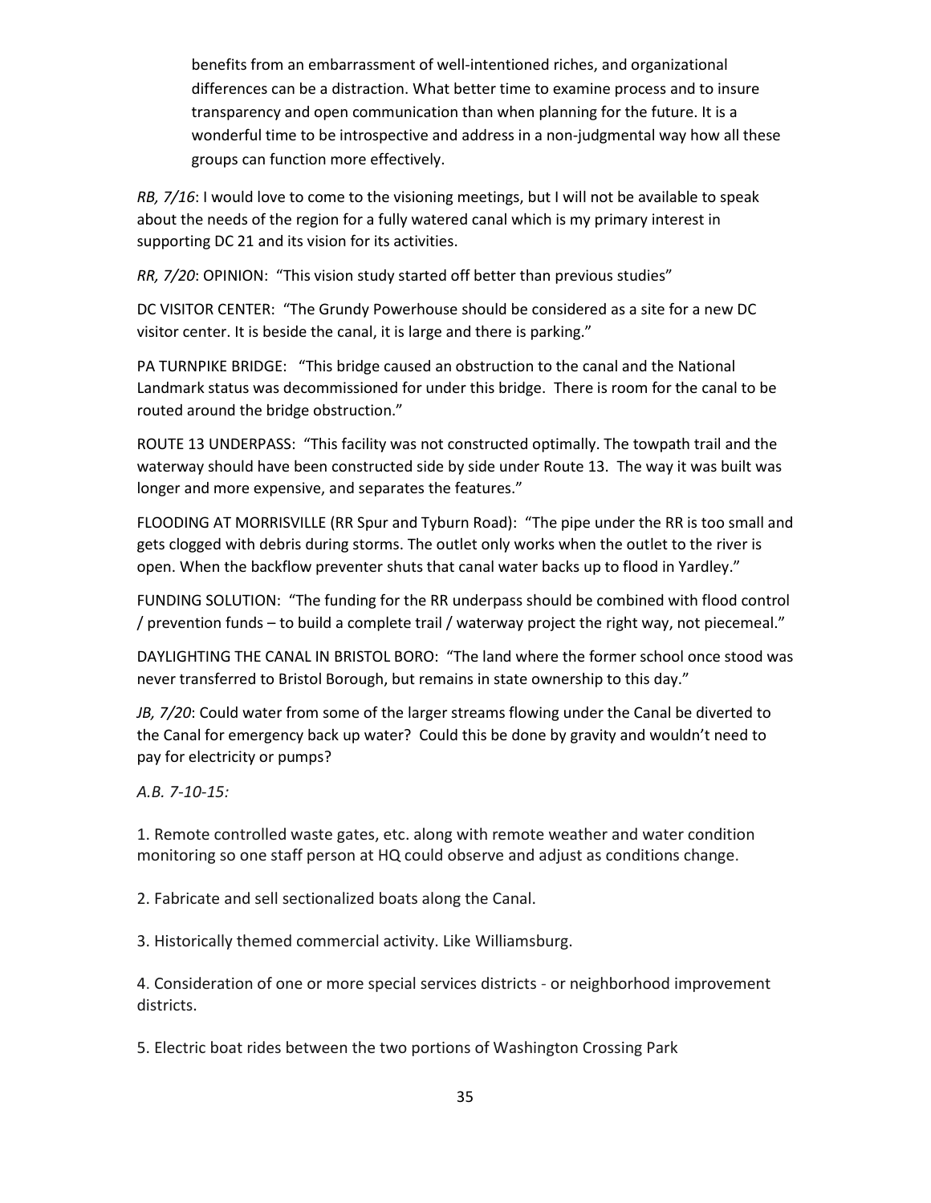benefits from an embarrassment of well-intentioned riches, and organizational differences can be a distraction. What better time to examine process and to insure transparency and open communication than when planning for the future. It is a wonderful time to be introspective and address in a non-judgmental way how all these groups can function more effectively.

*RB, 7/16*: I would love to come to the visioning meetings, but I will not be available to speak about the needs of the region for a fully watered canal which is my primary interest in supporting DC 21 and its vision for its activities.

*RR, 7/20*: OPINION: "This vision study started off better than previous studies"

DC VISITOR CENTER: "The Grundy Powerhouse should be considered as a site for a new DC visitor center. It is beside the canal, it is large and there is parking."

PA TURNPIKE BRIDGE: "This bridge caused an obstruction to the canal and the National Landmark status was decommissioned for under this bridge. There is room for the canal to be routed around the bridge obstruction."

ROUTE 13 UNDERPASS: "This facility was not constructed optimally. The towpath trail and the waterway should have been constructed side by side under Route 13. The way it was built was longer and more expensive, and separates the features."

FLOODING AT MORRISVILLE (RR Spur and Tyburn Road): "The pipe under the RR is too small and gets clogged with debris during storms. The outlet only works when the outlet to the river is open. When the backflow preventer shuts that canal water backs up to flood in Yardley."

FUNDING SOLUTION: "The funding for the RR underpass should be combined with flood control / prevention funds – to build a complete trail / waterway project the right way, not piecemeal."

DAYLIGHTING THE CANAL IN BRISTOL BORO: "The land where the former school once stood was never transferred to Bristol Borough, but remains in state ownership to this day."

*JB, 7/20*: Could water from some of the larger streams flowing under the Canal be diverted to the Canal for emergency back up water? Could this be done by gravity and wouldn't need to pay for electricity or pumps?

*A.B. 7-10-15:*

1. Remote controlled waste gates, etc. along with remote weather and water condition monitoring so one staff person at HQ could observe and adjust as conditions change.

2. Fabricate and sell sectionalized boats along the Canal.

3. Historically themed commercial activity. Like Williamsburg.

4. Consideration of one or more special services districts - or neighborhood improvement districts.

5. Electric boat rides between the two portions of Washington Crossing Park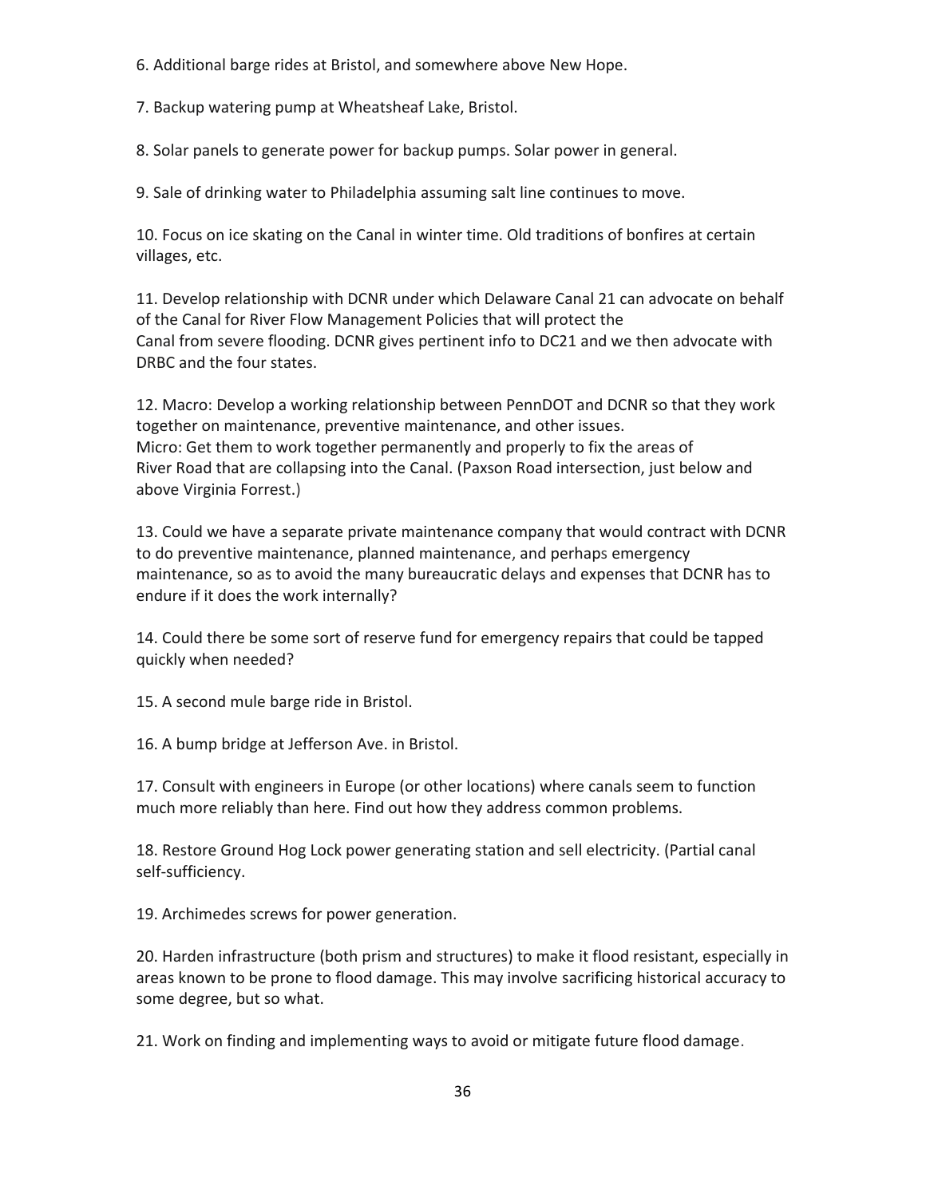6. Additional barge rides at Bristol, and somewhere above New Hope.

7. Backup watering pump at Wheatsheaf Lake, Bristol.

8. Solar panels to generate power for backup pumps. Solar power in general.

9. Sale of drinking water to Philadelphia assuming salt line continues to move.

10. Focus on ice skating on the Canal in winter time. Old traditions of bonfires at certain villages, etc.

11. Develop relationship with DCNR under which Delaware Canal 21 can advocate on behalf of the Canal for River Flow Management Policies that will protect the Canal from severe flooding. DCNR gives pertinent info to DC21 and we then advocate with DRBC and the four states.

12. Macro: Develop a working relationship between PennDOT and DCNR so that they work together on maintenance, preventive maintenance, and other issues. Micro: Get them to work together permanently and properly to fix the areas of River Road that are collapsing into the Canal. (Paxson Road intersection, just below and above Virginia Forrest.)

13. Could we have a separate private maintenance company that would contract with DCNR to do preventive maintenance, planned maintenance, and perhaps emergency maintenance, so as to avoid the many bureaucratic delays and expenses that DCNR has to endure if it does the work internally?

14. Could there be some sort of reserve fund for emergency repairs that could be tapped quickly when needed?

15. A second mule barge ride in Bristol.

16. A bump bridge at Jefferson Ave. in Bristol.

17. Consult with engineers in Europe (or other locations) where canals seem to function much more reliably than here. Find out how they address common problems.

18. Restore Ground Hog Lock power generating station and sell electricity. (Partial canal self-sufficiency.

19. Archimedes screws for power generation.

20. Harden infrastructure (both prism and structures) to make it flood resistant, especially in areas known to be prone to flood damage. This may involve sacrificing historical accuracy to some degree, but so what.

21. Work on finding and implementing ways to avoid or mitigate future flood damage.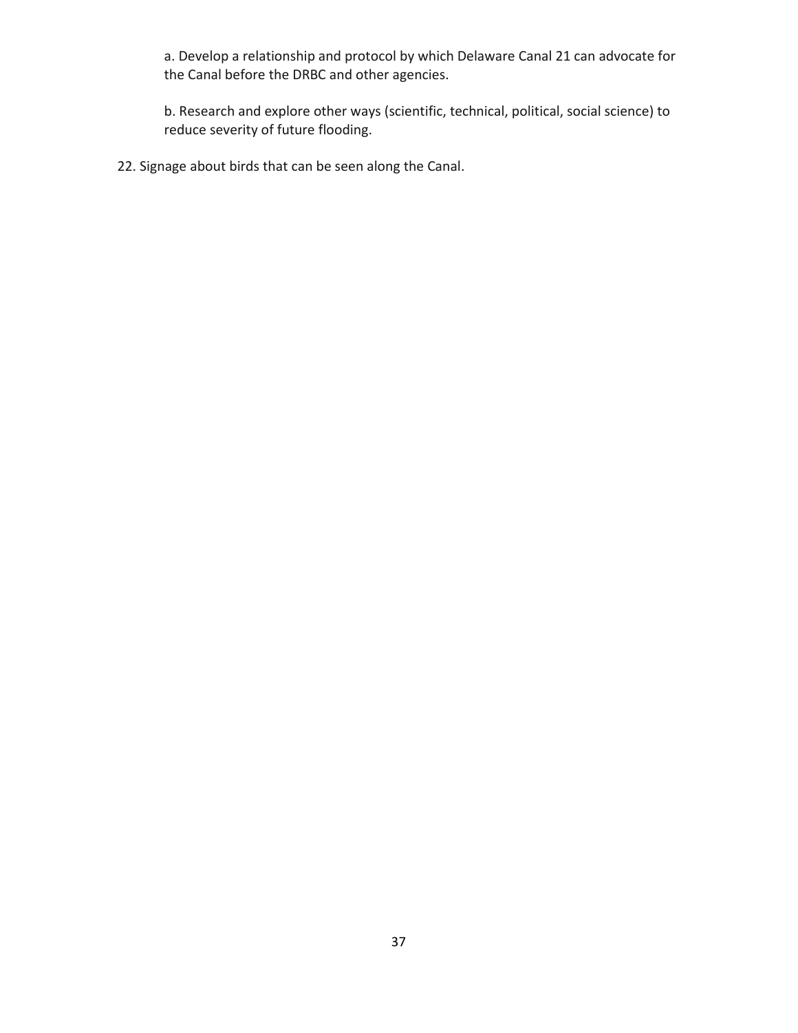a. Develop a relationship and protocol by which Delaware Canal 21 can advocate for the Canal before the DRBC and other agencies.

b. Research and explore other ways (scientific, technical, political, social science) to reduce severity of future flooding.

22. Signage about birds that can be seen along the Canal.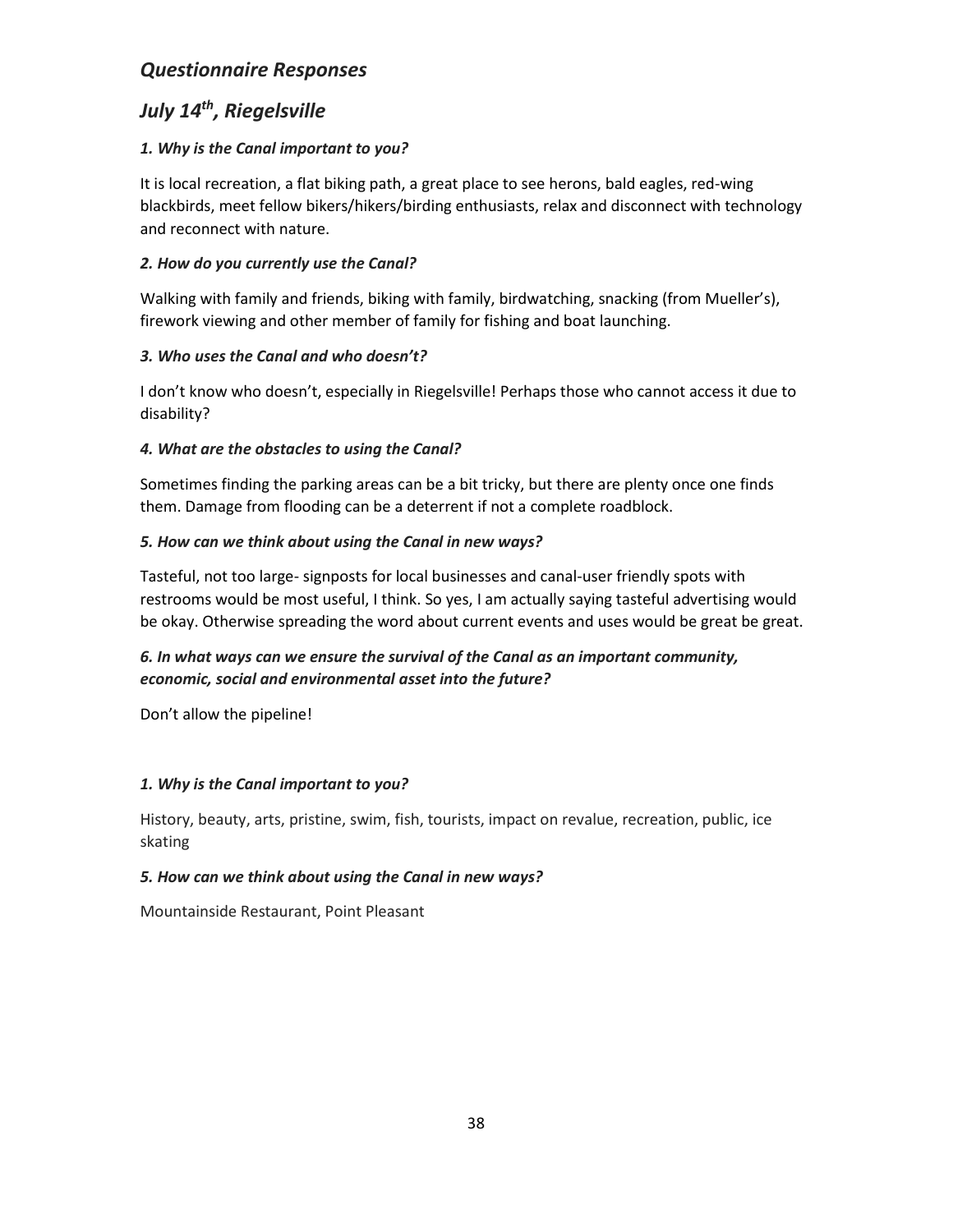## *Questionnaire Responses*

## *July 14th, Riegelsville*

### *1. Why is the Canal important to you?*

It is local recreation, a flat biking path, a great place to see herons, bald eagles, red-wing blackbirds, meet fellow bikers/hikers/birding enthusiasts, relax and disconnect with technology and reconnect with nature.

### *2. How do you currently use the Canal?*

Walking with family and friends, biking with family, birdwatching, snacking (from Mueller's), firework viewing and other member of family for fishing and boat launching.

### *3. Who uses the Canal and who doesn't?*

I don't know who doesn't, especially in Riegelsville! Perhaps those who cannot access it due to disability?

### *4. What are the obstacles to using the Canal?*

Sometimes finding the parking areas can be a bit tricky, but there are plenty once one finds them. Damage from flooding can be a deterrent if not a complete roadblock.

### *5. How can we think about using the Canal in new ways?*

Tasteful, not too large- signposts for local businesses and canal-user friendly spots with restrooms would be most useful, I think. So yes, I am actually saying tasteful advertising would be okay. Otherwise spreading the word about current events and uses would be great be great.

### *6. In what ways can we ensure the survival of the Canal as an important community, economic, social and environmental asset into the future?*

Don't allow the pipeline!

### *1. Why is the Canal important to you?*

History, beauty, arts, pristine, swim, fish, tourists, impact on revalue, recreation, public, ice skating

### *5. How can we think about using the Canal in new ways?*

Mountainside Restaurant, Point Pleasant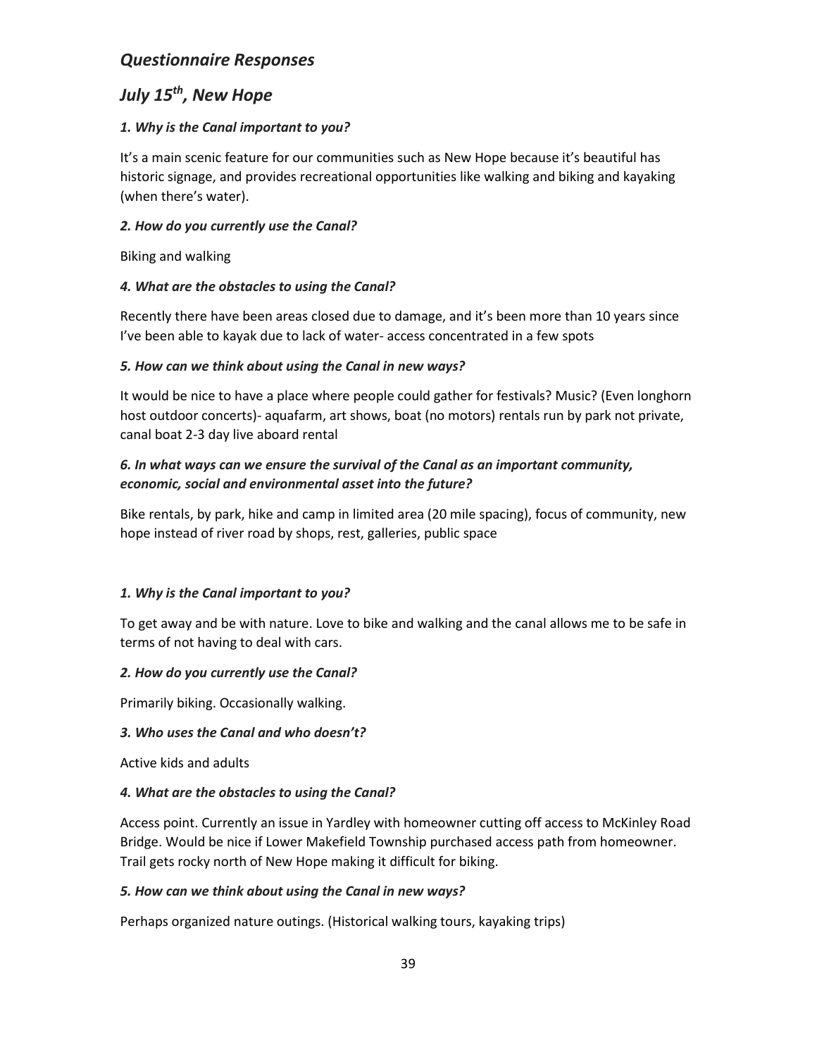## *Questionnaire Responses*

## *July 15th, New Hope*

### *1. Why is the Canal important to you?*

It's a main scenic feature for our communities such as New Hope because it's beautiful has historic signage, and provides recreational opportunities like walking and biking and kayaking (when there's water).

### *2. How do you currently use the Canal?*

Biking and walking

### *4. What are the obstacles to using the Canal?*

Recently there have been areas closed due to damage, and it's been more than 10 years since I've been able to kayak due to lack of water- access concentrated in a few spots

### *5. How can we think about using the Canal in new ways?*

It would be nice to have a place where people could gather for festivals? Music? (Even longhorn host outdoor concerts)- aquafarm, art shows, boat (no motors) rentals run by park not private, canal boat 2-3 day live aboard rental

### *6. In what ways can we ensure the survival of the Canal as an important community, economic, social and environmental asset into the future?*

Bike rentals, by park, hike and camp in limited area (20 mile spacing), focus of community, new hope instead of river road by shops, rest, galleries, public space

### *1. Why is the Canal important to you?*

To get away and be with nature. Love to bike and walking and the canal allows me to be safe in terms of not having to deal with cars.

### *2. How do you currently use the Canal?*

Primarily biking. Occasionally walking.

### *3. Who uses the Canal and who doesn't?*

Active kids and adults

### *4. What are the obstacles to using the Canal?*

Access point. Currently an issue in Yardley with homeowner cutting off access to McKinley Road Bridge. Would be nice if Lower Makefield Township purchased access path from homeowner. Trail gets rocky north of New Hope making it difficult for biking.

### *5. How can we think about using the Canal in new ways?*

Perhaps organized nature outings. (Historical walking tours, kayaking trips)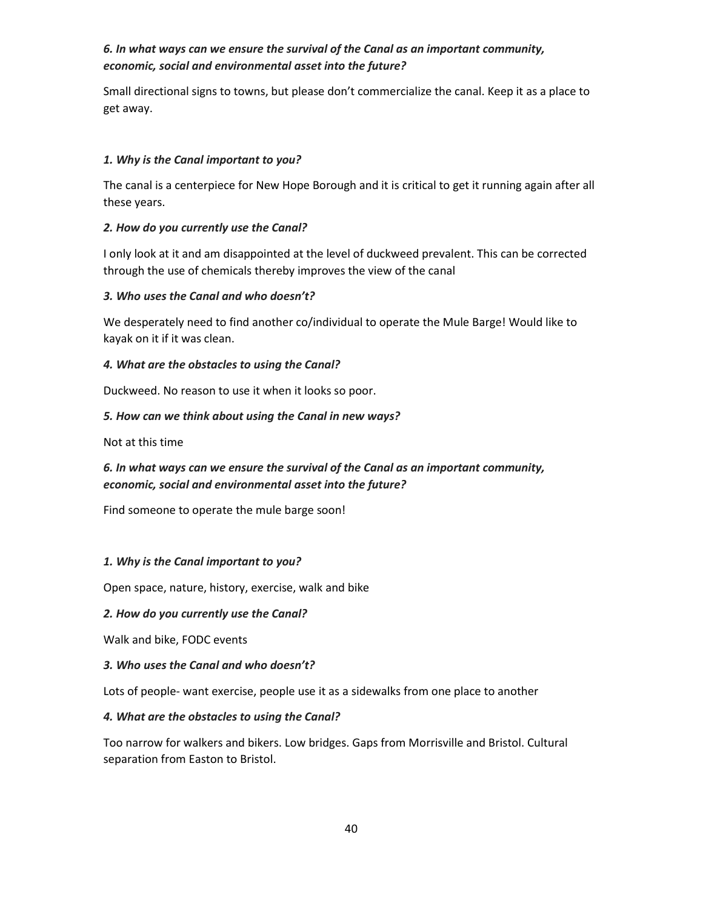*6. In what ways can we ensure the survival of the Canal as an important community, economic, social and environmental asset into the future?*

Small directional signs to towns, but please don't commercialize the canal. Keep it as a place to get away.

*1. Why is the Canal important to you?*

The canal is a centerpiece for New Hope Borough and it is critical to get it running again after all these years.

*2. How do you currently use the Canal?*

I only look at it and am disappointed at the level of duckweed prevalent. This can be corrected through the use of chemicals thereby improves the view of the canal

*3. Who uses the Canal and who doesn't?*

We desperately need to find another co/individual to operate the Mule Barge! Would like to kayak on it if it was clean.

*4. What are the obstacles to using the Canal?*

Duckweed. No reason to use it when it looks so poor.

*5. How can we think about using the Canal in new ways?*

Not at this time

*6. In what ways can we ensure the survival of the Canal as an important community, economic, social and environmental asset into the future?*

Find someone to operate the mule barge soon!

*1. Why is the Canal important to you?*

Open space, nature, history, exercise, walk and bike

*2. How do you currently use the Canal?*

Walk and bike, FODC events

*3. Who uses the Canal and who doesn't?*

Lots of people- want exercise, people use it as a sidewalks from one place to another

*4. What are the obstacles to using the Canal?*

Too narrow for walkers and bikers. Low bridges. Gaps from Morrisville and Bristol. Cultural separation from Easton to Bristol.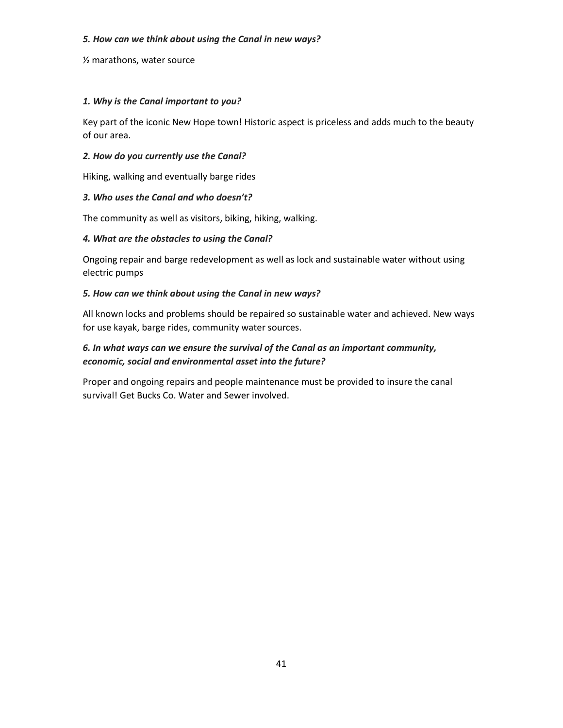***5. How can we think about using the Canal in new ways?***

½ marathons, water source

***1. Why is the Canal important to you?***

Key part of the iconic New Hope town! Historic aspect is priceless and adds much to the beauty of our area.

***2. How do you currently use the Canal?***

Hiking, walking and eventually barge rides

***3. Who uses the Canal and who doesn't?***

The community as well as visitors, biking, hiking, walking.

***4. What are the obstacles to using the Canal?***

Ongoing repair and barge redevelopment as well as lock and sustainable water without using electric pumps

***5. How can we think about using the Canal in new ways?***

All known locks and problems should be repaired so sustainable water and achieved. New ways for use kayak, barge rides, community water sources.

***6. In what ways can we ensure the survival of the Canal as an important community, economic, social and environmental asset into the future?***

Proper and ongoing repairs and people maintenance must be provided to insure the canal survival! Get Bucks Co. Water and Sewer involved.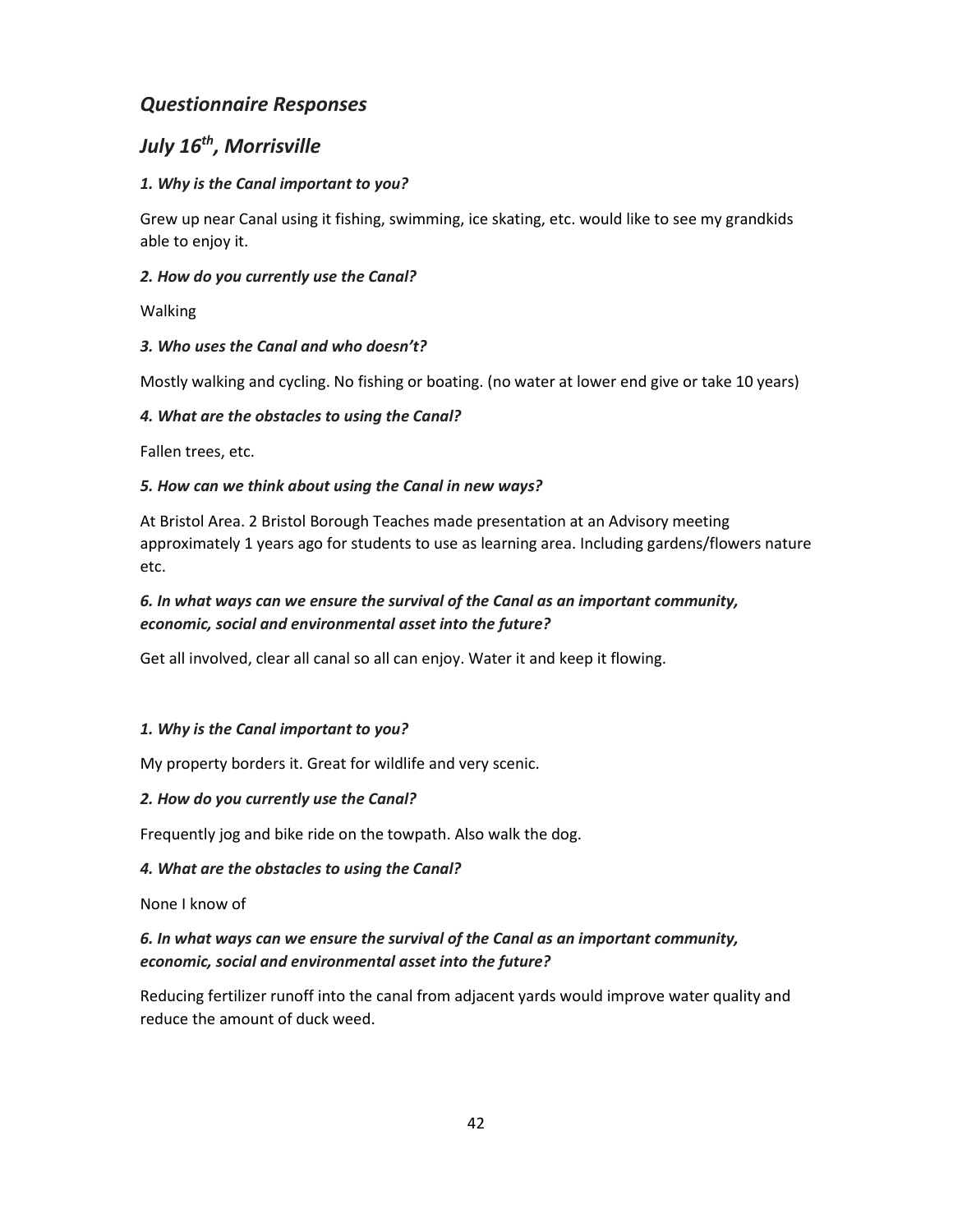## *Questionnaire Responses*

## *July 16th, Morrisville*

***1. Why is the Canal important to you?***

Grew up near Canal using it fishing, swimming, ice skating, etc. would like to see my grandkids able to enjoy it.

***2. How do you currently use the Canal?***

Walking

***3. Who uses the Canal and who doesn't?***

Mostly walking and cycling. No fishing or boating. (no water at lower end give or take 10 years)

***4. What are the obstacles to using the Canal?***

Fallen trees, etc.

***5. How can we think about using the Canal in new ways?***

At Bristol Area. 2 Bristol Borough Teaches made presentation at an Advisory meeting approximately 1 years ago for students to use as learning area. Including gardens/flowers nature etc.

***6. In what ways can we ensure the survival of the Canal as an important community, economic, social and environmental asset into the future?***

Get all involved, clear all canal so all can enjoy. Water it and keep it flowing.

***1. Why is the Canal important to you?***

My property borders it. Great for wildlife and very scenic.

***2. How do you currently use the Canal?***

Frequently jog and bike ride on the towpath. Also walk the dog.

***4. What are the obstacles to using the Canal?***

None I know of

***6. In what ways can we ensure the survival of the Canal as an important community, economic, social and environmental asset into the future?***

Reducing fertilizer runoff into the canal from adjacent yards would improve water quality and reduce the amount of duck weed.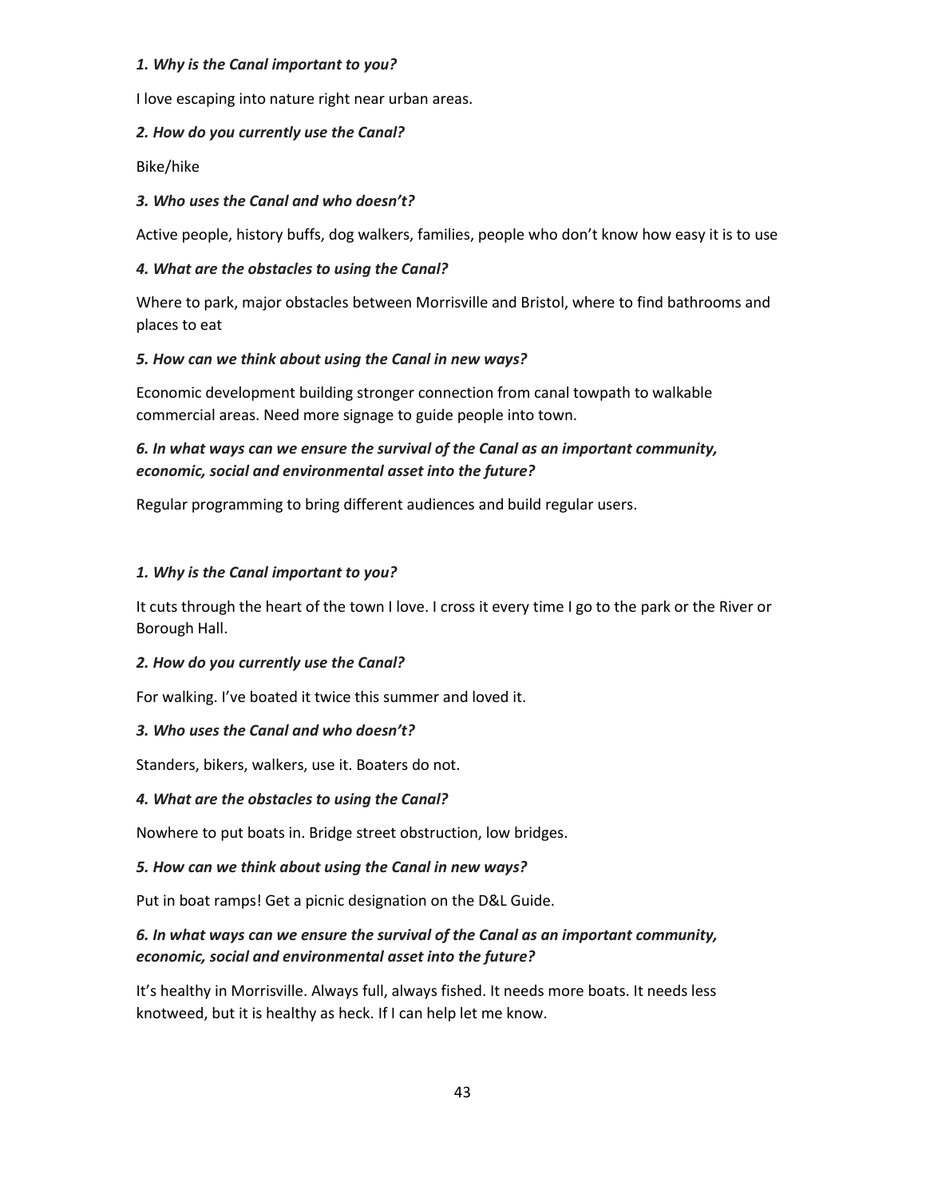*1. Why is the Canal important to you?*

I love escaping into nature right near urban areas.

*2. How do you currently use the Canal?*

Bike/hike

*3. Who uses the Canal and who doesn't?*

Active people, history buffs, dog walkers, families, people who don't know how easy it is to use

*4. What are the obstacles to using the Canal?*

Where to park, major obstacles between Morrisville and Bristol, where to find bathrooms and places to eat

*5. How can we think about using the Canal in new ways?*

Economic development building stronger connection from canal towpath to walkable commercial areas. Need more signage to guide people into town.

***6. In what ways can we ensure the survival of the Canal as an important community, economic, social and environmental asset into the future?***

Regular programming to bring different audiences and build regular users.

*1. Why is the Canal important to you?*

It cuts through the heart of the town I love. I cross it every time I go to the park or the River or Borough Hall.

*2. How do you currently use the Canal?*

For walking. I've boated it twice this summer and loved it.

*3. Who uses the Canal and who doesn't?*

Standers, bikers, walkers, use it. Boaters do not.

*4. What are the obstacles to using the Canal?*

Nowhere to put boats in. Bridge street obstruction, low bridges.

*5. How can we think about using the Canal in new ways?*

Put in boat ramps! Get a picnic designation on the D&L Guide.

***6. In what ways can we ensure the survival of the Canal as an important community, economic, social and environmental asset into the future?***

It's healthy in Morrisville. Always full, always fished. It needs more boats. It needs less knotweed, but it is healthy as heck. If I can help let me know.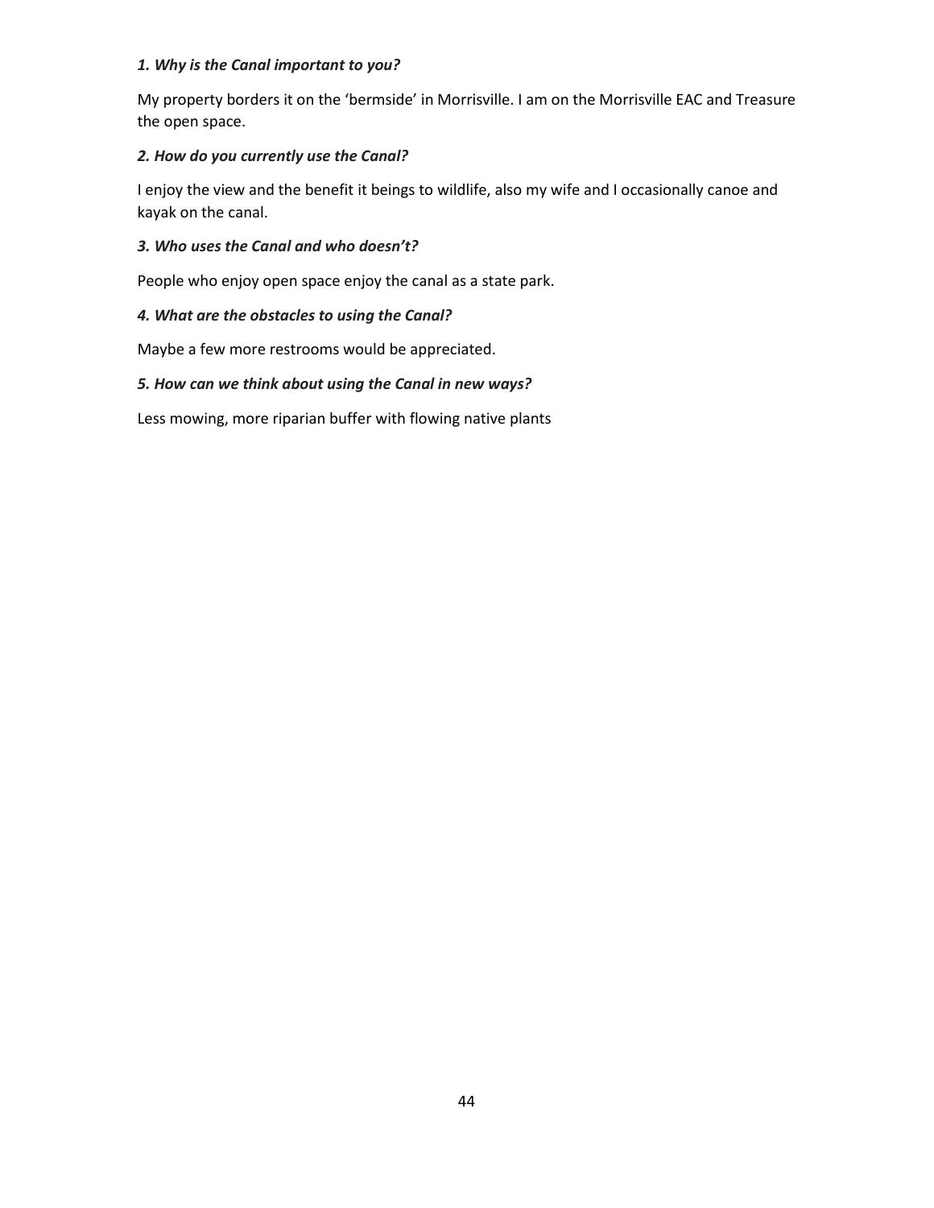***1. Why is the Canal important to you?***

My property borders it on the 'bermside' in Morrisville. I am on the Morrisville EAC and Treasure the open space.

***2. How do you currently use the Canal?***

I enjoy the view and the benefit it beings to wildlife, also my wife and I occasionally canoe and kayak on the canal.

***3. Who uses the Canal and who doesn't?***

People who enjoy open space enjoy the canal as a state park.

***4. What are the obstacles to using the Canal?***

Maybe a few more restrooms would be appreciated.

***5. How can we think about using the Canal in new ways?***

Less mowing, more riparian buffer with flowing native plants